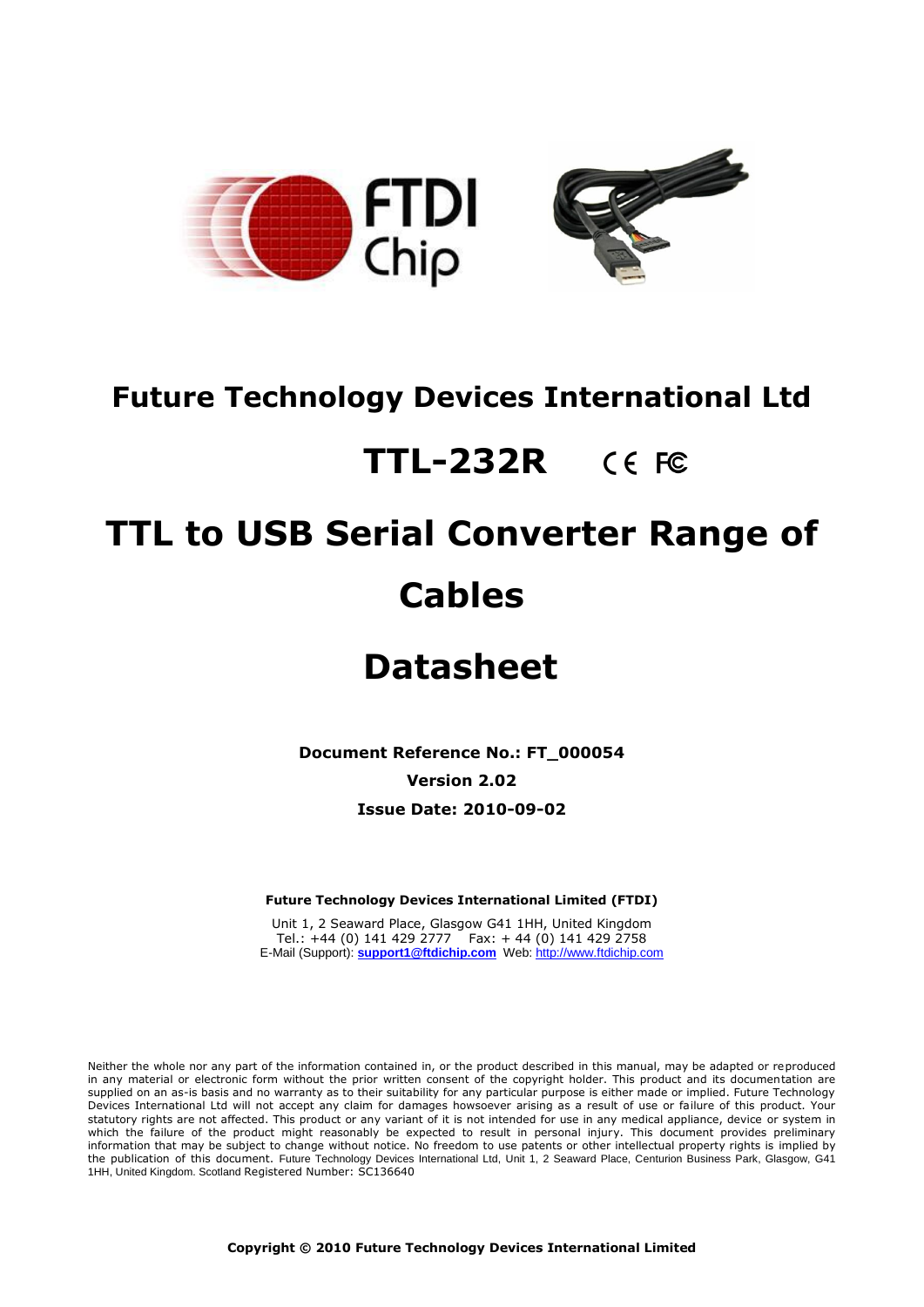# Future Technology Devices International Ltd

# TTL-232R

# TTL to USB Serial Converter Range of Cables

# Datasheet

**Document Reference No.: FT_000054**

**Version 2.02**

**Issue Date: 2010-09-02**

**Future Technology Devices International Limited (FTDI)**

Unit 1, 2 Seaward Place, Glasgow G41 1HH, United Kingdom
Tel.: +44 (0) 141 429 2777 Fax: + 44 (0) 141 429 2758
E-Mail (Support): **support1@ftdichip.com** Web: http://www.ftdichip.com

Neither the whole nor any part of the information contained in, or the product described in this manual, may be adapted or reproduced in any material or electronic form without the prior written consent of the copyright holder. This product and its documentation are supplied on an as-is basis and no warranty as to their suitability for any particular purpose is either made or implied. Future Technology Devices International Ltd will not accept any claim for damages howsoever arising as a result of use or failure of this product. Your statutory rights are not affected. This product or any variant of it is not intended for use in any medical appliance, device or system in which the failure of the product might reasonably be expected to result in personal injury. This document provides preliminary information that may be subject to change without notice. No freedom to use patents or other intellectual property rights is implied by the publication of this document. Future Technology Devices International Ltd, Unit 1, 2 Seaward Place, Centurion Business Park, Glasgow, G41 1HH, United Kingdom. Scotland Registered Number: SC136640

**Copyright © 2010 Future Technology Devices International Limited**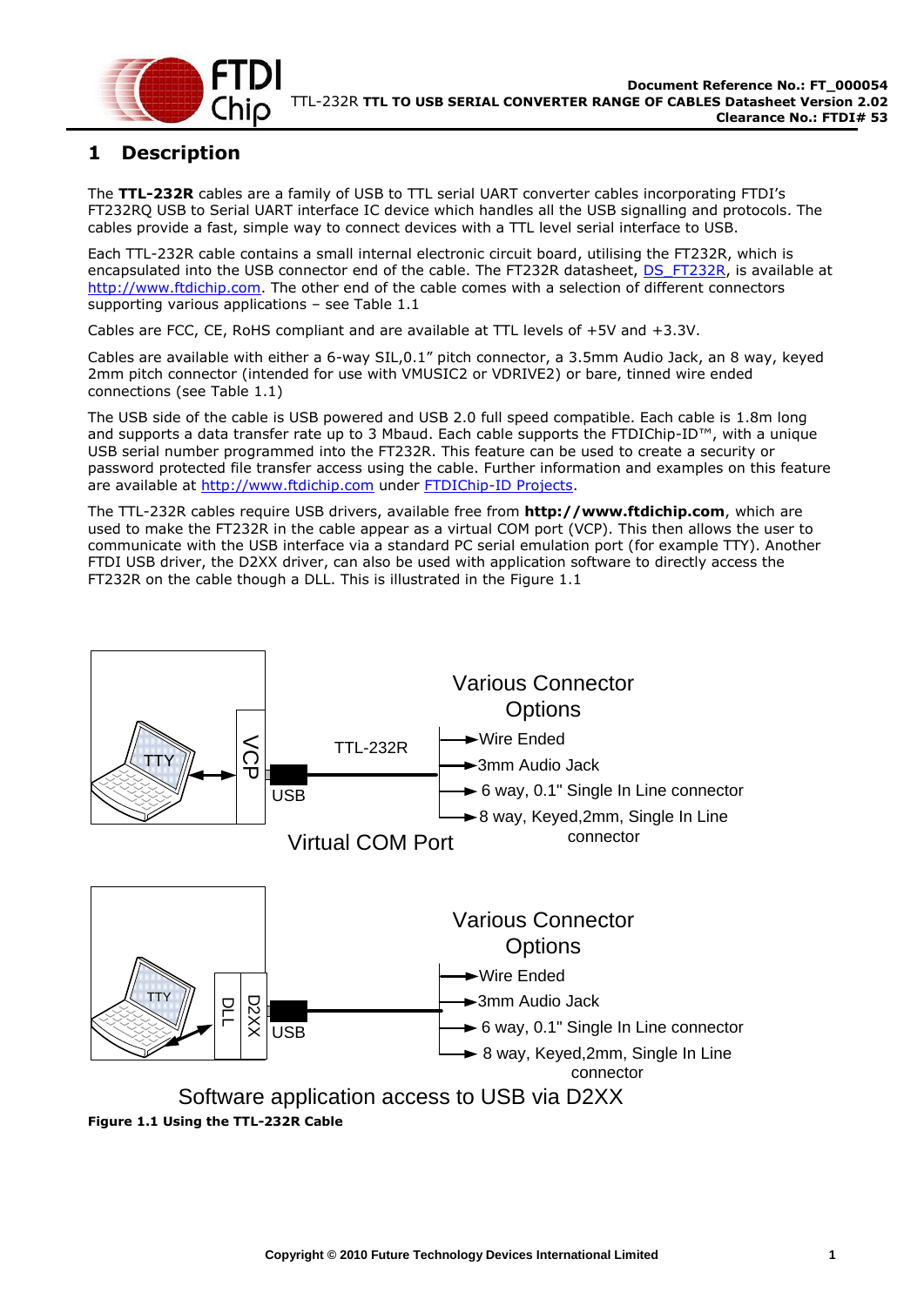# 1 Description

The **TTL-232R** cables are a family of USB to TTL serial UART converter cables incorporating FTDI's FT232RQ USB to Serial UART interface IC device which handles all the USB signalling and protocols. The cables provide a fast, simple way to connect devices with a TTL level serial interface to USB.

Each TTL-232R cable contains a small internal electronic circuit board, utilising the FT232R, which is encapsulated into the USB connector end of the cable. The FT232R datasheet, DS_FT232R, is available at http://www.ftdichip.com. The other end of the cable comes with a selection of different connectors supporting various applications – see Table 1.1

Cables are FCC, CE, RoHS compliant and are available at TTL levels of +5V and +3.3V.

Cables are available with either a 6-way SIL,0.1" pitch connector, a 3.5mm Audio Jack, an 8 way, keyed 2mm pitch connector (intended for use with VMUSIC2 or VDRIVE2) or bare, tinned wire ended connections (see Table 1.1)

The USB side of the cable is USB powered and USB 2.0 full speed compatible. Each cable is 1.8m long and supports a data transfer rate up to 3 Mbaud. Each cable supports the FTDIChip-ID™, with a unique USB serial number programmed into the FT232R. This feature can be used to create a security or password protected file transfer access using the cable. Further information and examples on this feature are available at http://www.ftdichip.com under FTDIChip-ID Projects.

The TTL-232R cables require USB drivers, available free from **http://www.ftdichip.com**, which are used to make the FT232R in the cable appear as a virtual COM port (VCP). This then allows the user to communicate with the USB interface via a standard PC serial emulation port (for example TTY). Another FTDI USB driver, the D2XX driver, can also be used with application software to directly access the FT232R on the cable though a DLL. This is illustrated in the Figure 1.1

TTY | VCP | USB | TTL-232R

Various Connector Options
- Wire Ended
- 3mm Audio Jack
- 6 way, 0.1" Single In Line connector
- 8 way, Keyed,2mm, Single In Line connector

Virtual COM Port

TTY | DLL | D2XX | USB

Various Connector Options
- Wire Ended
- 3mm Audio Jack
- 6 way, 0.1" Single In Line connector
- 8 way, Keyed,2mm, Single In Line connector

Software application access to USB via D2XX

**Figure 1.1 Using the TTL-232R Cable**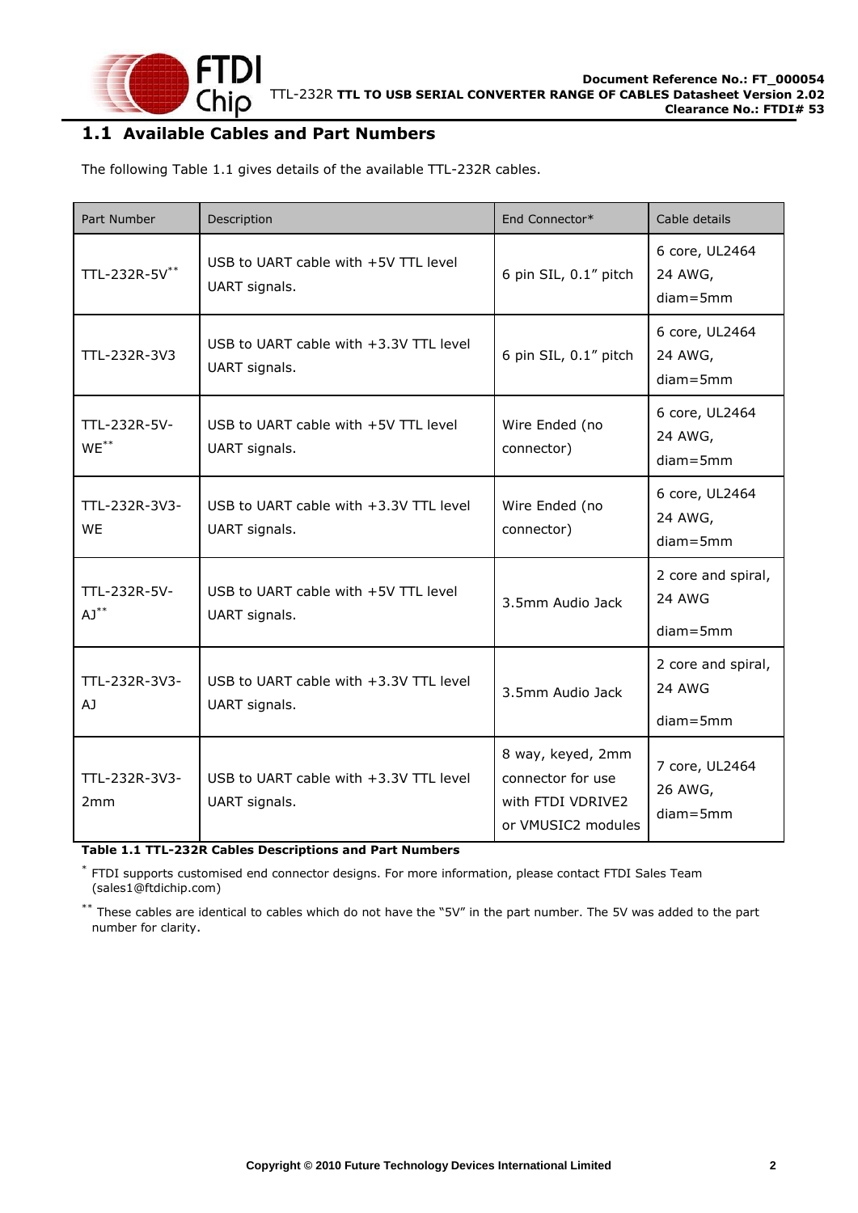## 1.1 Available Cables and Part Numbers

The following Table 1.1 gives details of the available TTL-232R cables.

| Part Number | Description | End Connector* | Cable details |
|---|---|---|---|
| TTL-232R-5V** | USB to UART cable with +5V TTL level UART signals. | 6 pin SIL, 0.1" pitch | 6 core, UL2464 24 AWG, diam=5mm |
| TTL-232R-3V3 | USB to UART cable with +3.3V TTL level UART signals. | 6 pin SIL, 0.1" pitch | 6 core, UL2464 24 AWG, diam=5mm |
| TTL-232R-5V-WE** | USB to UART cable with +5V TTL level UART signals. | Wire Ended (no connector) | 6 core, UL2464 24 AWG, diam=5mm |
| TTL-232R-3V3-WE | USB to UART cable with +3.3V TTL level UART signals. | Wire Ended (no connector) | 6 core, UL2464 24 AWG, diam=5mm |
| TTL-232R-5V-AJ** | USB to UART cable with +5V TTL level UART signals. | 3.5mm Audio Jack | 2 core and spiral, 24 AWG diam=5mm |
| TTL-232R-3V3-AJ | USB to UART cable with +3.3V TTL level UART signals. | 3.5mm Audio Jack | 2 core and spiral, 24 AWG diam=5mm |
| TTL-232R-3V3-2mm | USB to UART cable with +3.3V TTL level UART signals. | 8 way, keyed, 2mm connector for use with FTDI VDRIVE2 or VMUSIC2 modules | 7 core, UL2464 26 AWG, diam=5mm |

**Table 1.1 TTL-232R Cables Descriptions and Part Numbers**

* FTDI supports customised end connector designs. For more information, please contact FTDI Sales Team (sales1@ftdichip.com)

** These cables are identical to cables which do not have the "5V" in the part number. The 5V was added to the part number for clarity.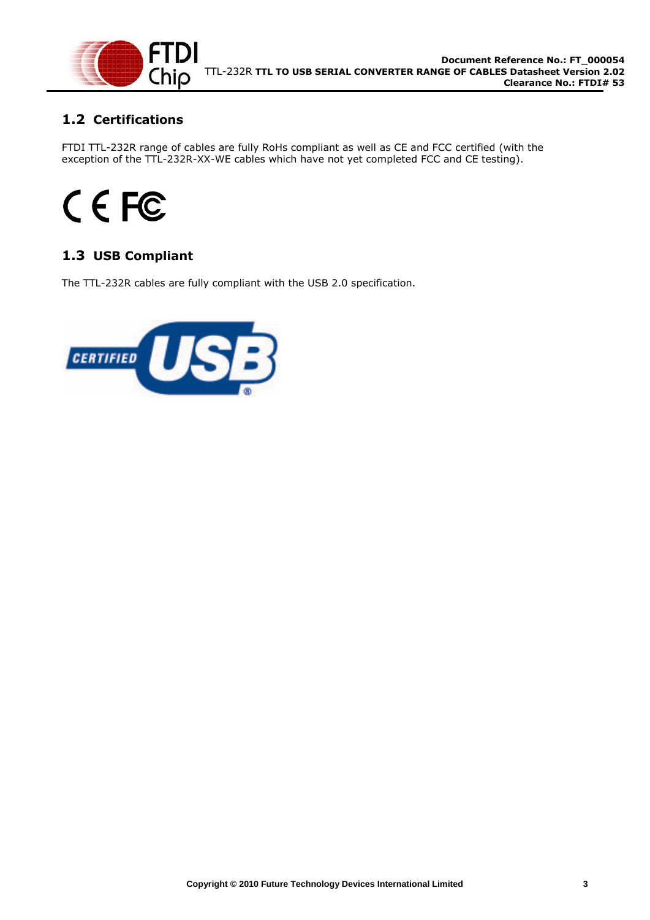## 1.2 Certifications

FTDI TTL-232R range of cables are fully RoHs compliant as well as CE and FCC certified (with the exception of the TTL-232R-XX-WE cables which have not yet completed FCC and CE testing).

## 1.3 USB Compliant

The TTL-232R cables are fully compliant with the USB 2.0 specification.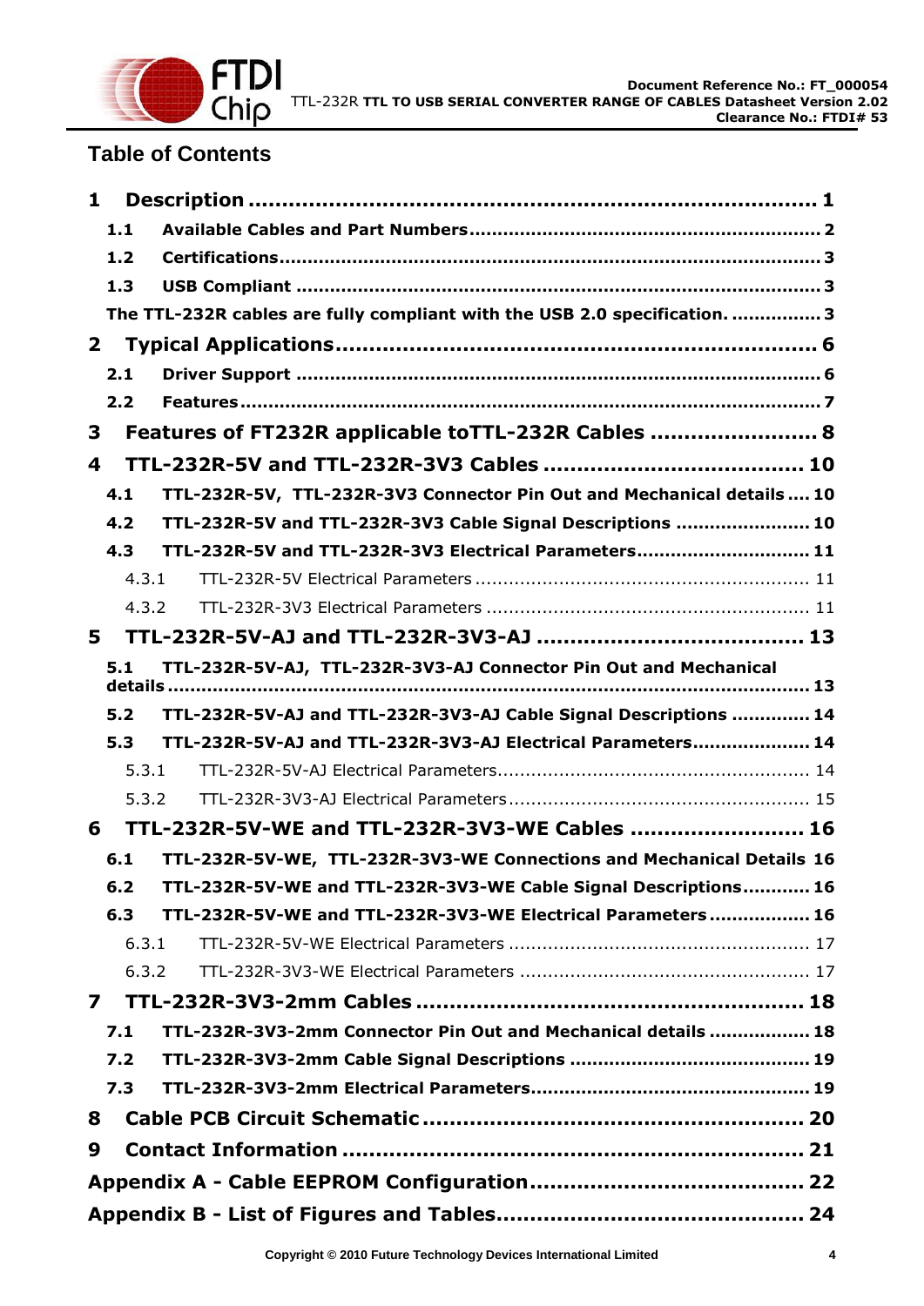## Table of Contents

**1 Description ........................................................................................ 1**

**1.1 Available Cables and Part Numbers ................................................ 2**

**1.2 Certifications ........................................................................... 3**

**1.3 USB Compliant ........................................................................ 3**

**The TTL-232R cables are fully compliant with the USB 2.0 specification. ................ 3**

**2 Typical Applications ............................................................................ 6**

**2.1 Driver Support ......................................................................... 6**

**2.2 Features .................................................................................. 7**

**3 Features of FT232R applicable toTTL-232R Cables ........................ 8**

**4 TTL-232R-5V and TTL-232R-3V3 Cables ......................................... 10**

**4.1 TTL-232R-5V, TTL-232R-3V3 Connector Pin Out and Mechanical details .... 10**

**4.2 TTL-232R-5V and TTL-232R-3V3 Cable Signal Descriptions ........................ 10**

**4.3 TTL-232R-5V and TTL-232R-3V3 Electrical Parameters .............................. 11**

4.3.1 TTL-232R-5V Electrical Parameters ........................................................... 11

4.3.2 TTL-232R-3V3 Electrical Parameters ......................................................... 11

**5 TTL-232R-5V-AJ and TTL-232R-3V3-AJ ......................................... 13**

**5.1 TTL-232R-5V-AJ, TTL-232R-3V3-AJ Connector Pin Out and Mechanical details ........................................................................................................ 13**

**5.2 TTL-232R-5V-AJ and TTL-232R-3V3-AJ Cable Signal Descriptions ............. 14**

**5.3 TTL-232R-5V-AJ and TTL-232R-3V3-AJ Electrical Parameters ..................... 14**

5.3.1 TTL-232R-5V-AJ Electrical Parameters ....................................................... 14

5.3.2 TTL-232R-3V3-AJ Electrical Parameters ..................................................... 15

**6 TTL-232R-5V-WE and TTL-232R-3V3-WE Cables ......................... 16**

**6.1 TTL-232R-5V-WE, TTL-232R-3V3-WE Connections and Mechanical Details 16**

**6.2 TTL-232R-5V-WE and TTL-232R-3V3-WE Cable Signal Descriptions ............ 16**

**6.3 TTL-232R-5V-WE and TTL-232R-3V3-WE Electrical Parameters ................. 16**

6.3.1 TTL-232R-5V-WE Electrical Parameters ..................................................... 17

6.3.2 TTL-232R-3V3-WE Electrical Parameters ................................................... 17

**7 TTL-232R-3V3-2mm Cables ......................................................... 18**

**7.1 TTL-232R-3V3-2mm Connector Pin Out and Mechanical details .................. 18**

**7.2 TTL-232R-3V3-2mm Cable Signal Descriptions .......................................... 19**

**7.3 TTL-232R-3V3-2mm Electrical Parameters ................................................. 19**

**8 Cable PCB Circuit Schematic ........................................................ 20**

**9 Contact Information ................................................................... 21**

**Appendix A - Cable EEPROM Configuration ........................................ 22**

**Appendix B - List of Figures and Tables ............................................. 24**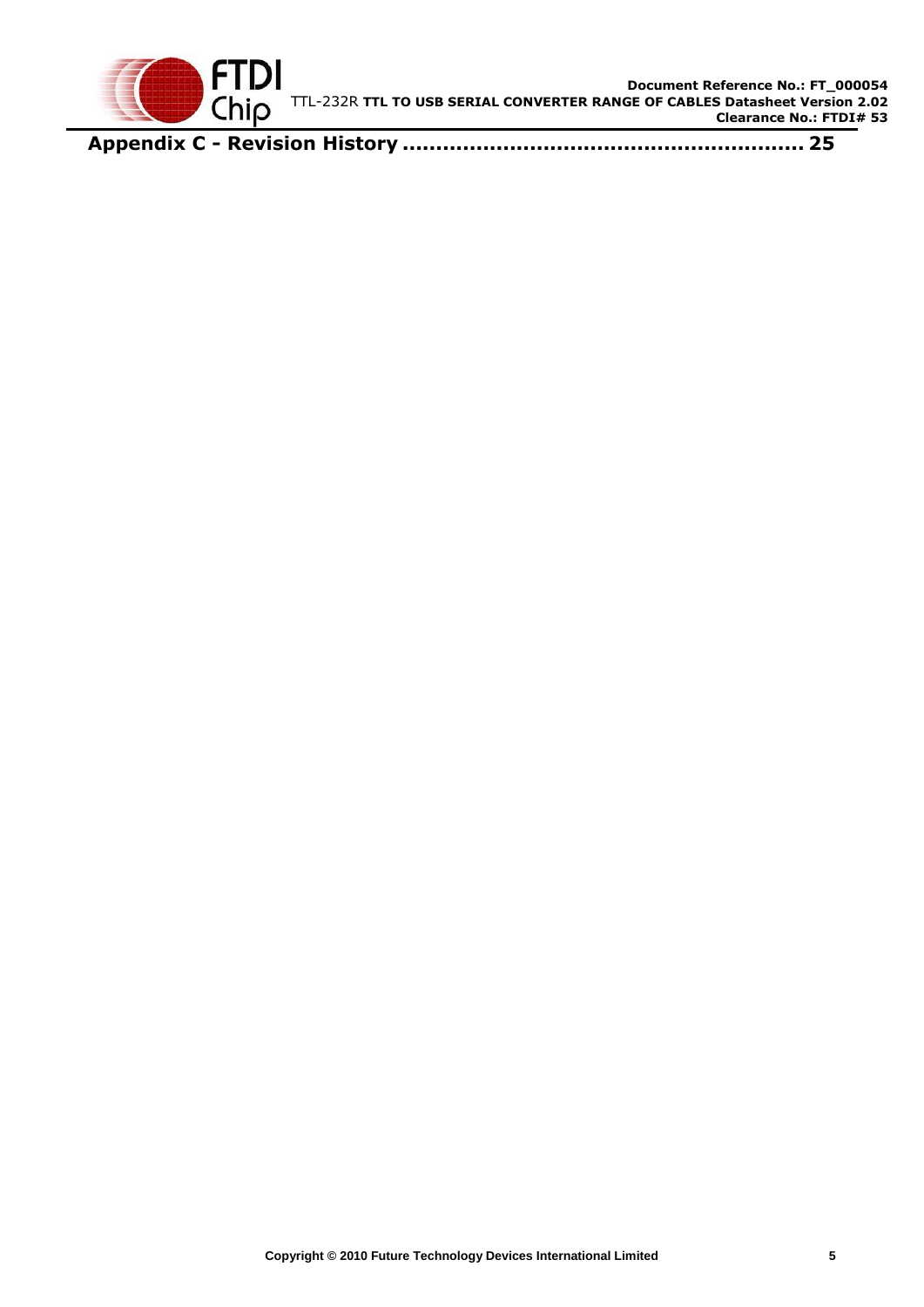**Appendix C - Revision History ............................................................ 25**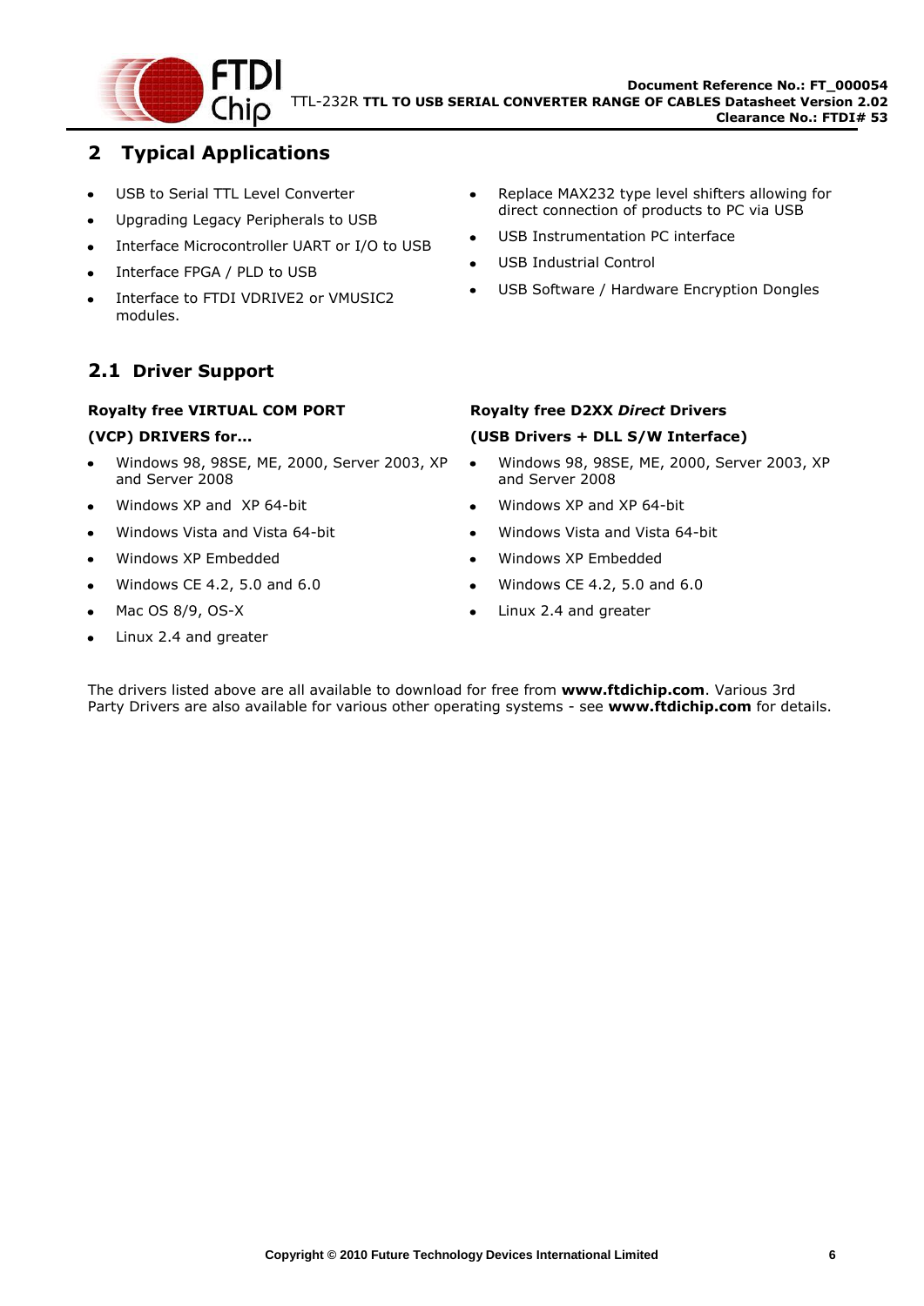# 2 Typical Applications

- USB to Serial TTL Level Converter
- Upgrading Legacy Peripherals to USB
- Interface Microcontroller UART or I/O to USB
- Interface FPGA / PLD to USB
- Interface to FTDI VDRIVE2 or VMUSIC2 modules.
- Replace MAX232 type level shifters allowing for direct connection of products to PC via USB
- USB Instrumentation PC interface
- USB Industrial Control
- USB Software / Hardware Encryption Dongles

## 2.1 Driver Support

**Royalty free VIRTUAL COM PORT**

**(VCP) DRIVERS for...**

- Windows 98, 98SE, ME, 2000, Server 2003, XP and Server 2008
- Windows XP and XP 64-bit
- Windows Vista and Vista 64-bit
- Windows XP Embedded
- Windows CE 4.2, 5.0 and 6.0
- Mac OS 8/9, OS-X
- Linux 2.4 and greater

**Royalty free D2XX *Direct* Drivers**

**(USB Drivers + DLL S/W Interface)**

- Windows 98, 98SE, ME, 2000, Server 2003, XP and Server 2008
- Windows XP and XP 64-bit
- Windows Vista and Vista 64-bit
- Windows XP Embedded
- Windows CE 4.2, 5.0 and 6.0
- Linux 2.4 and greater

The drivers listed above are all available to download for free from **www.ftdichip.com**. Various 3rd Party Drivers are also available for various other operating systems - see **www.ftdichip.com** for details.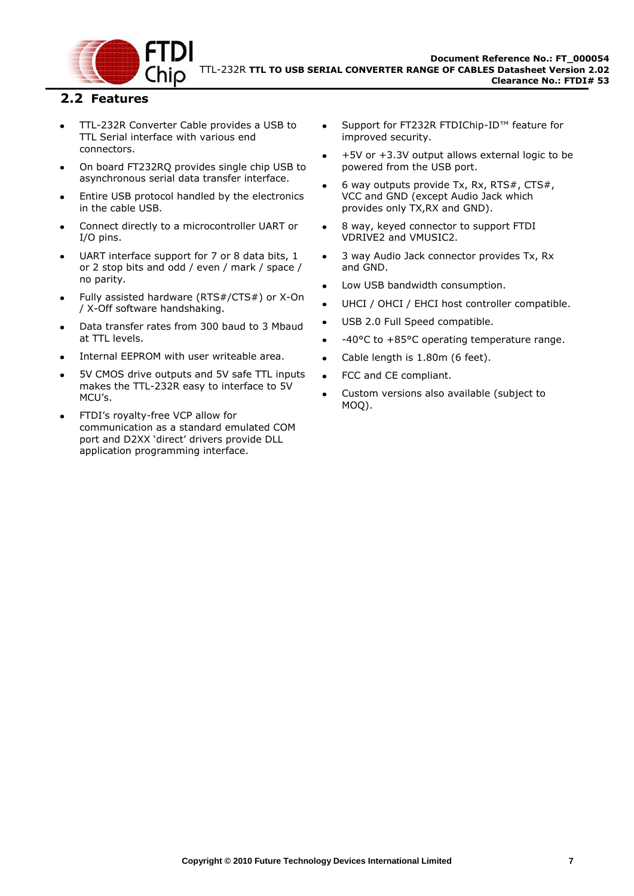## 2.2 Features

- TTL-232R Converter Cable provides a USB to TTL Serial interface with various end connectors.
- On board FT232RQ provides single chip USB to asynchronous serial data transfer interface.
- Entire USB protocol handled by the electronics in the cable USB.
- Connect directly to a microcontroller UART or I/O pins.
- UART interface support for 7 or 8 data bits, 1 or 2 stop bits and odd / even / mark / space / no parity.
- Fully assisted hardware (RTS#/CTS#) or X-On / X-Off software handshaking.
- Data transfer rates from 300 baud to 3 Mbaud at TTL levels.
- Internal EEPROM with user writeable area.
- 5V CMOS drive outputs and 5V safe TTL inputs makes the TTL-232R easy to interface to 5V MCU's.
- FTDI's royalty-free VCP allow for communication as a standard emulated COM port and D2XX 'direct' drivers provide DLL application programming interface.
- Support for FT232R FTDIChip-ID™ feature for improved security.
- +5V or +3.3V output allows external logic to be powered from the USB port.
- 6 way outputs provide Tx, Rx, RTS#, CTS#, VCC and GND (except Audio Jack which provides only TX,RX and GND).
- 8 way, keyed connector to support FTDI VDRIVE2 and VMUSIC2.
- 3 way Audio Jack connector provides Tx, Rx and GND.
- Low USB bandwidth consumption.
- UHCI / OHCI / EHCI host controller compatible.
- USB 2.0 Full Speed compatible.
- -40°C to +85°C operating temperature range.
- Cable length is 1.80m (6 feet).
- FCC and CE compliant.
- Custom versions also available (subject to MOQ).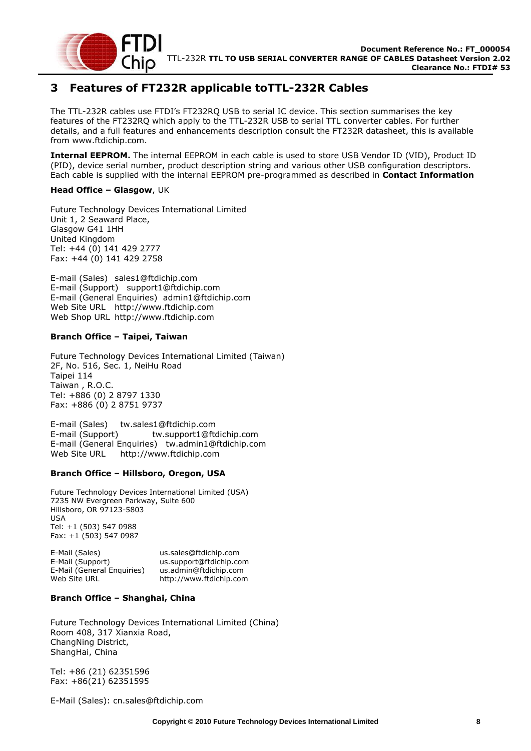# 3 Features of FT232R applicable toTTL-232R Cables

The TTL-232R cables use FTDI's FT232RQ USB to serial IC device. This section summarises the key features of the FT232RQ which apply to the TTL-232R USB to serial TTL converter cables. For further details, and a full features and enhancements description consult the FT232R datasheet, this is available from www.ftdichip.com.

**Internal EEPROM.** The internal EEPROM in each cable is used to store USB Vendor ID (VID), Product ID (PID), device serial number, product description string and various other USB configuration descriptors. Each cable is supplied with the internal EEPROM pre-programmed as described in **Contact Information**

**Head Office – Glasgow**, UK

Future Technology Devices International Limited
Unit 1, 2 Seaward Place,
Glasgow G41 1HH
United Kingdom
Tel: +44 (0) 141 429 2777
Fax: +44 (0) 141 429 2758

E-mail (Sales) sales1@ftdichip.com
E-mail (Support) support1@ftdichip.com
E-mail (General Enquiries) admin1@ftdichip.com
Web Site URL http://www.ftdichip.com
Web Shop URL http://www.ftdichip.com

**Branch Office – Taipei, Taiwan**

Future Technology Devices International Limited (Taiwan)
2F, No. 516, Sec. 1, NeiHu Road
Taipei 114
Taiwan , R.O.C.
Tel: +886 (0) 2 8797 1330
Fax: +886 (0) 2 8751 9737

E-mail (Sales) tw.sales1@ftdichip.com
E-mail (Support) tw.support1@ftdichip.com
E-mail (General Enquiries) tw.admin1@ftdichip.com
Web Site URL http://www.ftdichip.com

**Branch Office – Hillsboro, Oregon, USA**

Future Technology Devices International Limited (USA)
7235 NW Evergreen Parkway, Suite 600
Hillsboro, OR 97123-5803
USA
Tel: +1 (503) 547 0988
Fax: +1 (503) 547 0987

E-Mail (Sales) us.sales@ftdichip.com
E-Mail (Support) us.support@ftdichip.com
E-Mail (General Enquiries) us.admin@ftdichip.com
Web Site URL http://www.ftdichip.com

**Branch Office – Shanghai, China**

Future Technology Devices International Limited (China)
Room 408, 317 Xianxia Road,
ChangNing District,
ShangHai, China

Tel: +86 (21) 62351596
Fax: +86(21) 62351595

E-Mail (Sales): cn.sales@ftdichip.com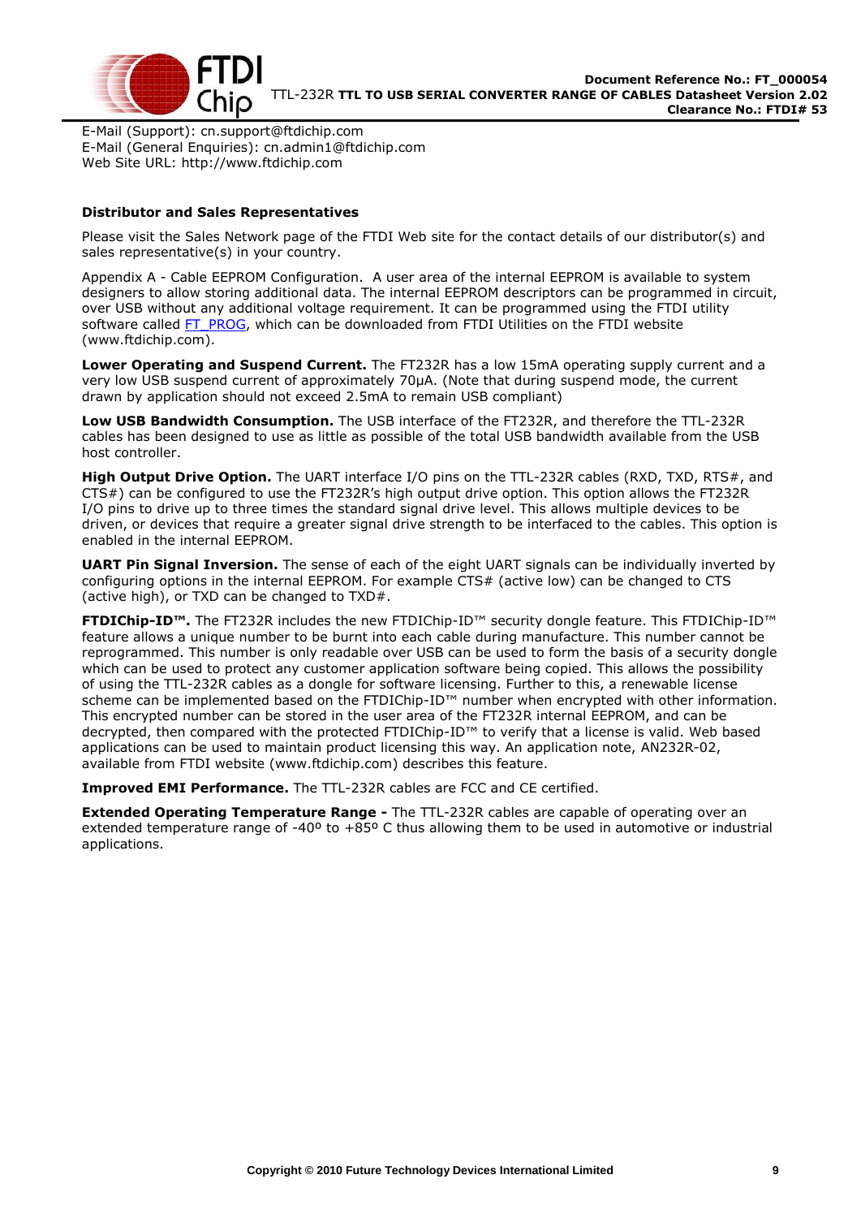E-Mail (Support): cn.support@ftdichip.com
E-Mail (General Enquiries): cn.admin1@ftdichip.com
Web Site URL: http://www.ftdichip.com

**Distributor and Sales Representatives**

Please visit the Sales Network page of the FTDI Web site for the contact details of our distributor(s) and sales representative(s) in your country.

Appendix A - Cable EEPROM Configuration. A user area of the internal EEPROM is available to system designers to allow storing additional data. The internal EEPROM descriptors can be programmed in circuit, over USB without any additional voltage requirement. It can be programmed using the FTDI utility software called FT_PROG, which can be downloaded from FTDI Utilities on the FTDI website (www.ftdichip.com).

**Lower Operating and Suspend Current.** The FT232R has a low 15mA operating supply current and a very low USB suspend current of approximately 70µA. (Note that during suspend mode, the current drawn by application should not exceed 2.5mA to remain USB compliant)

**Low USB Bandwidth Consumption.** The USB interface of the FT232R, and therefore the TTL-232R cables has been designed to use as little as possible of the total USB bandwidth available from the USB host controller.

**High Output Drive Option.** The UART interface I/O pins on the TTL-232R cables (RXD, TXD, RTS#, and CTS#) can be configured to use the FT232R's high output drive option. This option allows the FT232R I/O pins to drive up to three times the standard signal drive level. This allows multiple devices to be driven, or devices that require a greater signal drive strength to be interfaced to the cables. This option is enabled in the internal EEPROM.

**UART Pin Signal Inversion.** The sense of each of the eight UART signals can be individually inverted by configuring options in the internal EEPROM. For example CTS# (active low) can be changed to CTS (active high), or TXD can be changed to TXD#.

**FTDIChip-ID™.** The FT232R includes the new FTDIChip-ID™ security dongle feature. This FTDIChip-ID™ feature allows a unique number to be burnt into each cable during manufacture. This number cannot be reprogrammed. This number is only readable over USB can be used to form the basis of a security dongle which can be used to protect any customer application software being copied. This allows the possibility of using the TTL-232R cables as a dongle for software licensing. Further to this, a renewable license scheme can be implemented based on the FTDIChip-ID™ number when encrypted with other information. This encrypted number can be stored in the user area of the FT232R internal EEPROM, and can be decrypted, then compared with the protected FTDIChip-ID™ to verify that a license is valid. Web based applications can be used to maintain product licensing this way. An application note, AN232R-02, available from FTDI website (www.ftdichip.com) describes this feature.

**Improved EMI Performance.** The TTL-232R cables are FCC and CE certified.

**Extended Operating Temperature Range -** The TTL-232R cables are capable of operating over an extended temperature range of -40º to +85º C thus allowing them to be used in automotive or industrial applications.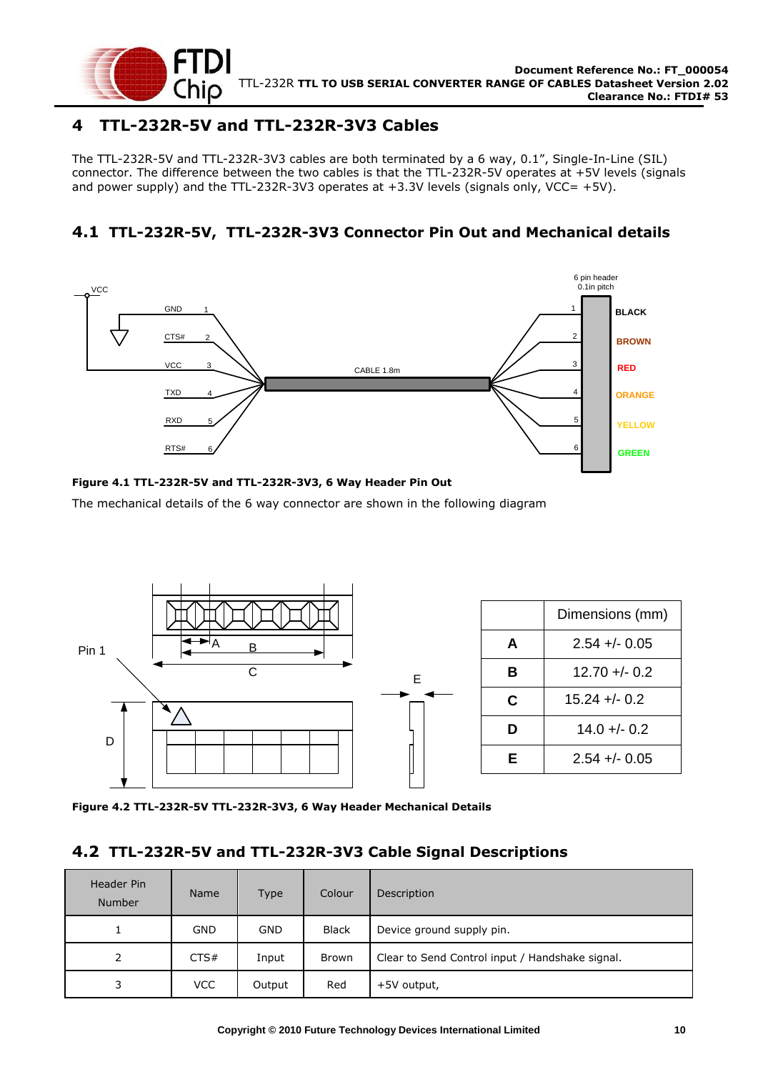# 4 TTL-232R-5V and TTL-232R-3V3 Cables

The TTL-232R-5V and TTL-232R-3V3 cables are both terminated by a 6 way, 0.1", Single-In-Line (SIL) connector. The difference between the two cables is that the TTL-232R-5V operates at +5V levels (signals and power supply) and the TTL-232R-3V3 operates at +3.3V levels (signals only, VCC= +5V).

## 4.1 TTL-232R-5V, TTL-232R-3V3 Connector Pin Out and Mechanical details

**Figure 4.1 TTL-232R-5V and TTL-232R-3V3, 6 Way Header Pin Out**

The mechanical details of the 6 way connector are shown in the following diagram

| | Dimensions (mm) |
|---|---|
| **A** | 2.54 +/- 0.05 |
| **B** | 12.70 +/- 0.2 |
| **C** | 15.24 +/- 0.2 |
| **D** | 14.0 +/- 0.2 |
| **E** | 2.54 +/- 0.05 |

**Figure 4.2 TTL-232R-5V TTL-232R-3V3, 6 Way Header Mechanical Details**

## 4.2 TTL-232R-5V and TTL-232R-3V3 Cable Signal Descriptions

| Header Pin Number | Name | Type | Colour | Description |
|---|---|---|---|---|
| 1 | GND | GND | Black | Device ground supply pin. |
| 2 | CTS# | Input | Brown | Clear to Send Control input / Handshake signal. |
| 3 | VCC | Output | Red | +5V output, |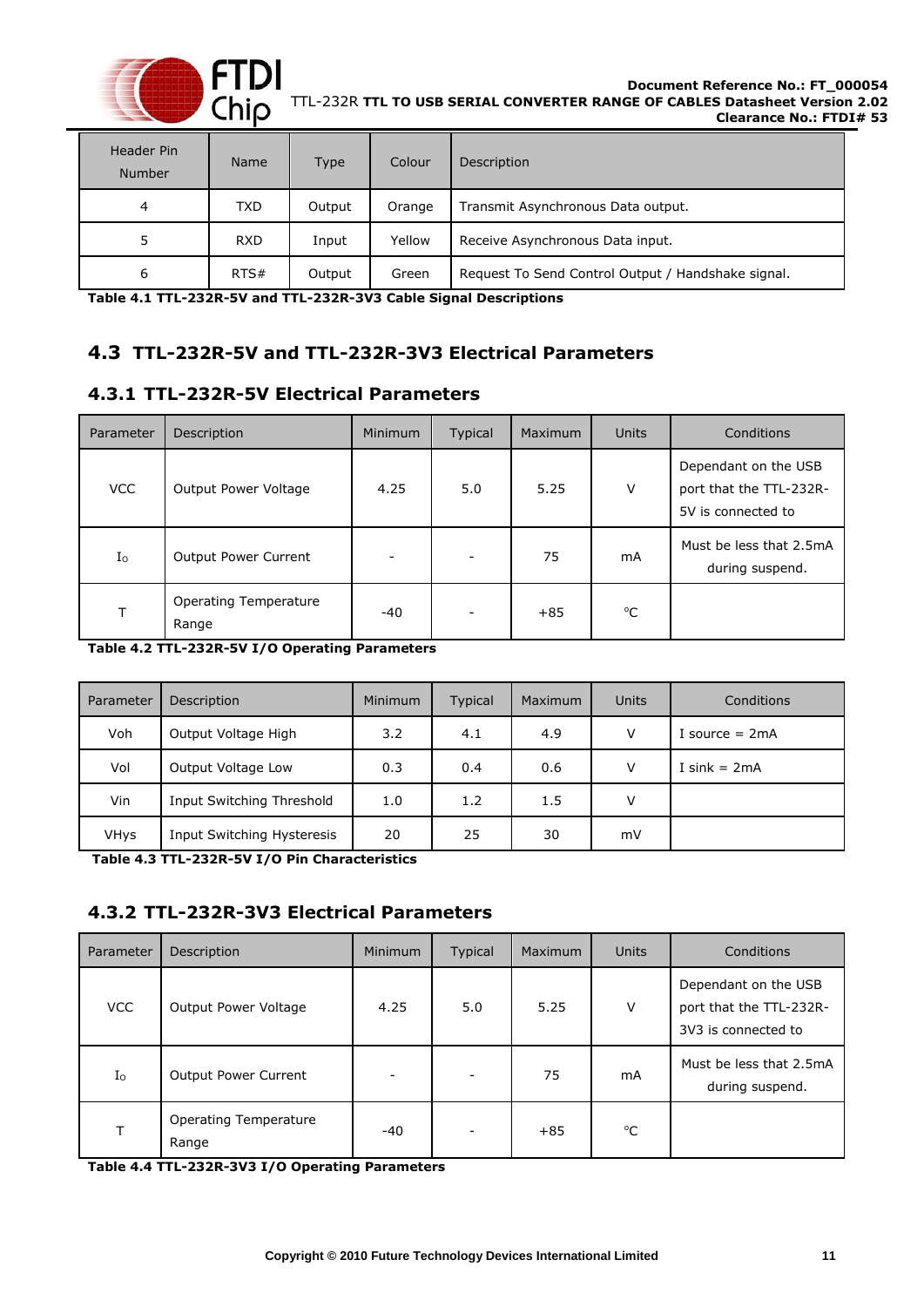| Header Pin Number | Name | Type | Colour | Description |
|---|---|---|---|---|
| 4 | TXD | Output | Orange | Transmit Asynchronous Data output. |
| 5 | RXD | Input | Yellow | Receive Asynchronous Data input. |
| 6 | RTS# | Output | Green | Request To Send Control Output / Handshake signal. |

**Table 4.1 TTL-232R-5V and TTL-232R-3V3 Cable Signal Descriptions**

## 4.3 TTL-232R-5V and TTL-232R-3V3 Electrical Parameters

### 4.3.1 TTL-232R-5V Electrical Parameters

| Parameter | Description | Minimum | Typical | Maximum | Units | Conditions |
|---|---|---|---|---|---|---|
| VCC | Output Power Voltage | 4.25 | 5.0 | 5.25 | V | Dependant on the USB port that the TTL-232R-5V is connected to |
| $I_O$ | Output Power Current | - | - | 75 | mA | Must be less that 2.5mA during suspend. |
| T | Operating Temperature Range | -40 | - | +85 | °C | |

**Table 4.2 TTL-232R-5V I/O Operating Parameters**

| Parameter | Description | Minimum | Typical | Maximum | Units | Conditions |
|---|---|---|---|---|---|---|
| Voh | Output Voltage High | 3.2 | 4.1 | 4.9 | V | I source = 2mA |
| Vol | Output Voltage Low | 0.3 | 0.4 | 0.6 | V | I sink = 2mA |
| Vin | Input Switching Threshold | 1.0 | 1.2 | 1.5 | V | |
| VHys | Input Switching Hysteresis | 20 | 25 | 30 | mV | |

**Table 4.3 TTL-232R-5V I/O Pin Characteristics**

### 4.3.2 TTL-232R-3V3 Electrical Parameters

| Parameter | Description | Minimum | Typical | Maximum | Units | Conditions |
|---|---|---|---|---|---|---|
| VCC | Output Power Voltage | 4.25 | 5.0 | 5.25 | V | Dependant on the USB port that the TTL-232R-3V3 is connected to |
| $I_O$ | Output Power Current | - | - | 75 | mA | Must be less that 2.5mA during suspend. |
| T | Operating Temperature Range | -40 | - | +85 | °C | |

**Table 4.4 TTL-232R-3V3 I/O Operating Parameters**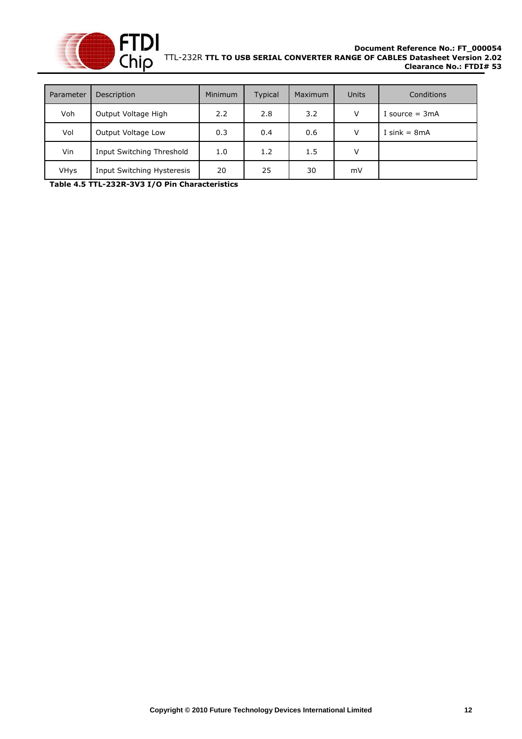| Parameter | Description | Minimum | Typical | Maximum | Units | Conditions |
|---|---|---|---|---|---|---|
| Voh | Output Voltage High | 2.2 | 2.8 | 3.2 | V | I source = 3mA |
| Vol | Output Voltage Low | 0.3 | 0.4 | 0.6 | V | I sink = 8mA |
| Vin | Input Switching Threshold | 1.0 | 1.2 | 1.5 | V | |
| VHys | Input Switching Hysteresis | 20 | 25 | 30 | mV | |

**Table 4.5 TTL-232R-3V3 I/O Pin Characteristics**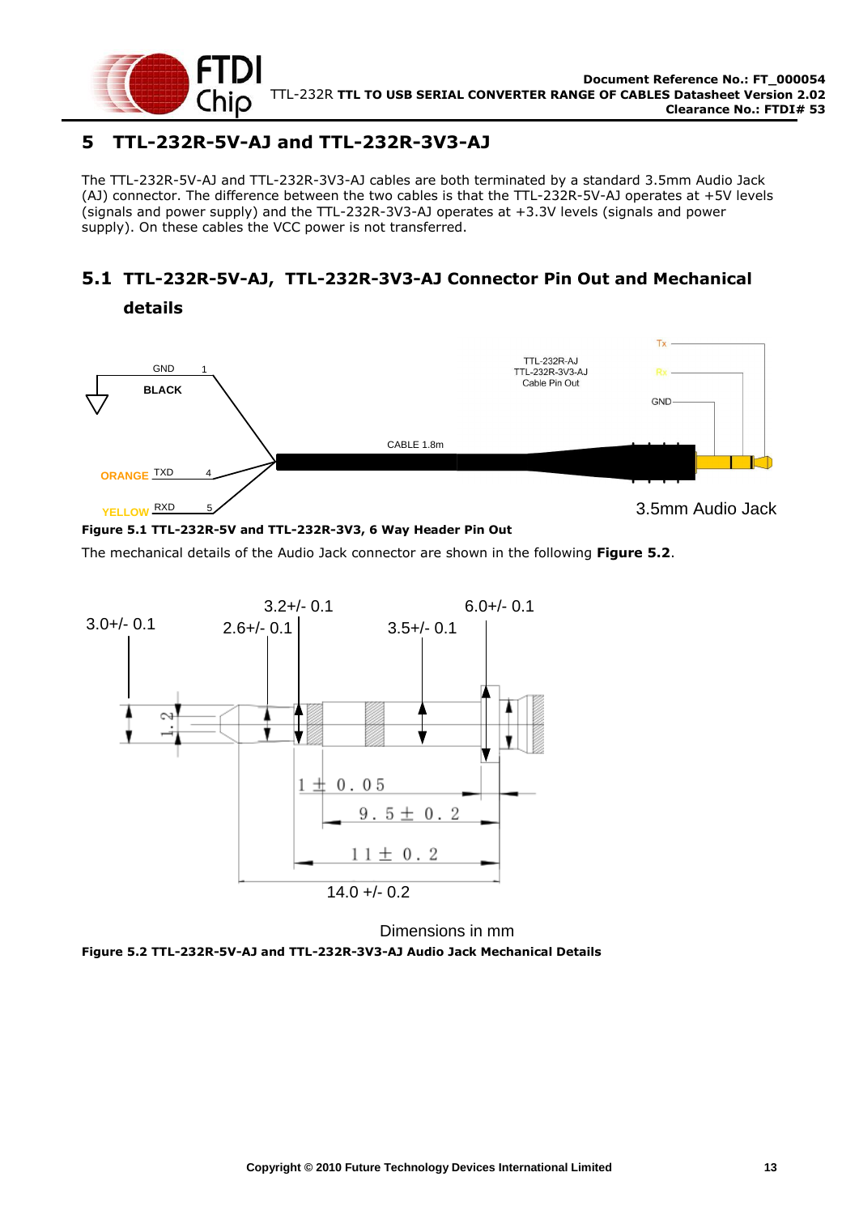## 5 TTL-232R-5V-AJ and TTL-232R-3V3-AJ

The TTL-232R-5V-AJ and TTL-232R-3V3-AJ cables are both terminated by a standard 3.5mm Audio Jack (AJ) connector. The difference between the two cables is that the TTL-232R-5V-AJ operates at +5V levels (signals and power supply) and the TTL-232R-3V3-AJ operates at +3.3V levels (signals and power supply). On these cables the VCC power is not transferred.

### 5.1 TTL-232R-5V-AJ, TTL-232R-3V3-AJ Connector Pin Out and Mechanical details

**Figure 5.1 TTL-232R-5V and TTL-232R-3V3, 6 Way Header Pin Out**

The mechanical details of the Audio Jack connector are shown in the following **Figure 5.2**.

Dimensions in mm

**Figure 5.2 TTL-232R-5V-AJ and TTL-232R-3V3-AJ Audio Jack Mechanical Details**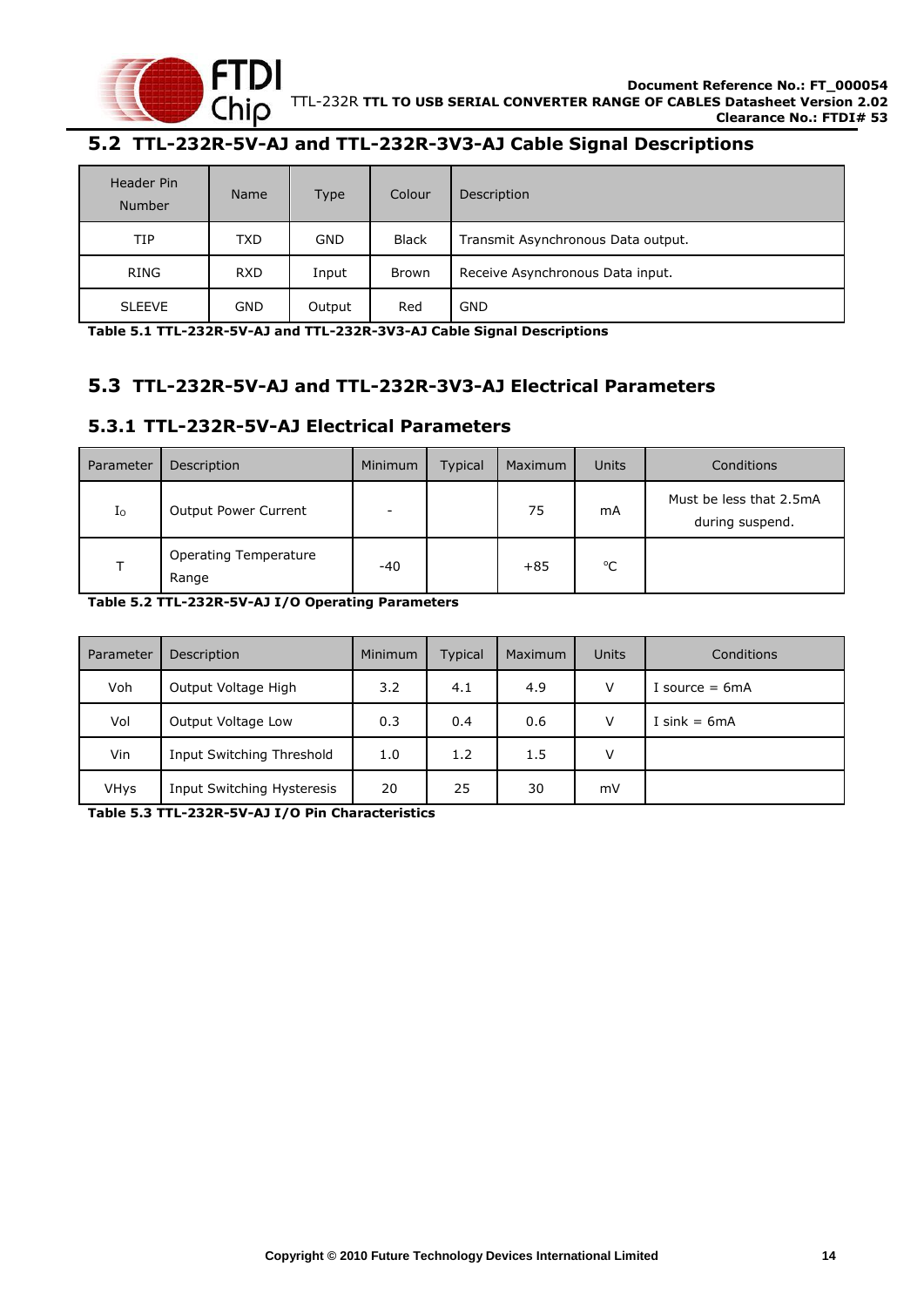## 5.2 TTL-232R-5V-AJ and TTL-232R-3V3-AJ Cable Signal Descriptions

| Header Pin Number | Name | Type | Colour | Description |
|---|---|---|---|---|
| TIP | TXD | GND | Black | Transmit Asynchronous Data output. |
| RING | RXD | Input | Brown | Receive Asynchronous Data input. |
| SLEEVE | GND | Output | Red | GND |

**Table 5.1 TTL-232R-5V-AJ and TTL-232R-3V3-AJ Cable Signal Descriptions**

## 5.3 TTL-232R-5V-AJ and TTL-232R-3V3-AJ Electrical Parameters

### 5.3.1 TTL-232R-5V-AJ Electrical Parameters

| Parameter | Description | Minimum | Typical | Maximum | Units | Conditions |
|---|---|---|---|---|---|---|
| $I_O$ | Output Power Current | - | | 75 | mA | Must be less that 2.5mA during suspend. |
| T | Operating Temperature Range | -40 | | +85 | °C | |

**Table 5.2 TTL-232R-5V-AJ I/O Operating Parameters**

| Parameter | Description | Minimum | Typical | Maximum | Units | Conditions |
|---|---|---|---|---|---|---|
| Voh | Output Voltage High | 3.2 | 4.1 | 4.9 | V | I source = 6mA |
| Vol | Output Voltage Low | 0.3 | 0.4 | 0.6 | V | I sink = 6mA |
| Vin | Input Switching Threshold | 1.0 | 1.2 | 1.5 | V | |
| VHys | Input Switching Hysteresis | 20 | 25 | 30 | mV | |

**Table 5.3 TTL-232R-5V-AJ I/O Pin Characteristics**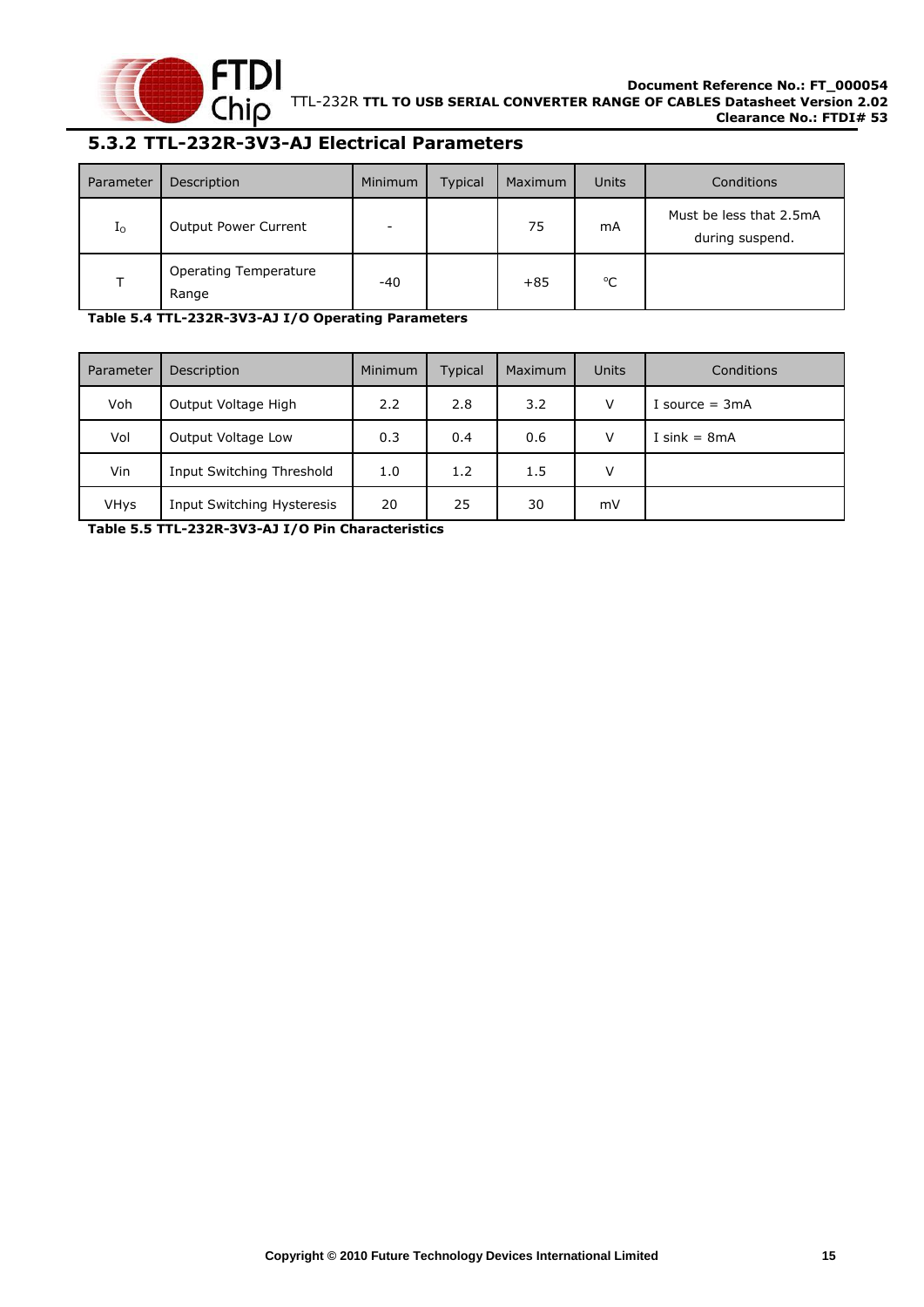### 5.3.2 TTL-232R-3V3-AJ Electrical Parameters

| Parameter | Description | Minimum | Typical | Maximum | Units | Conditions |
|---|---|---|---|---|---|---|
| $I_O$ | Output Power Current | - | | 75 | mA | Must be less that 2.5mA during suspend. |
| T | Operating Temperature Range | -40 | | +85 | °C | |

**Table 5.4 TTL-232R-3V3-AJ I/O Operating Parameters**

| Parameter | Description | Minimum | Typical | Maximum | Units | Conditions |
|---|---|---|---|---|---|---|
| Voh | Output Voltage High | 2.2 | 2.8 | 3.2 | V | I source = 3mA |
| Vol | Output Voltage Low | 0.3 | 0.4 | 0.6 | V | I sink = 8mA |
| Vin | Input Switching Threshold | 1.0 | 1.2 | 1.5 | V | |
| VHys | Input Switching Hysteresis | 20 | 25 | 30 | mV | |

**Table 5.5 TTL-232R-3V3-AJ I/O Pin Characteristics**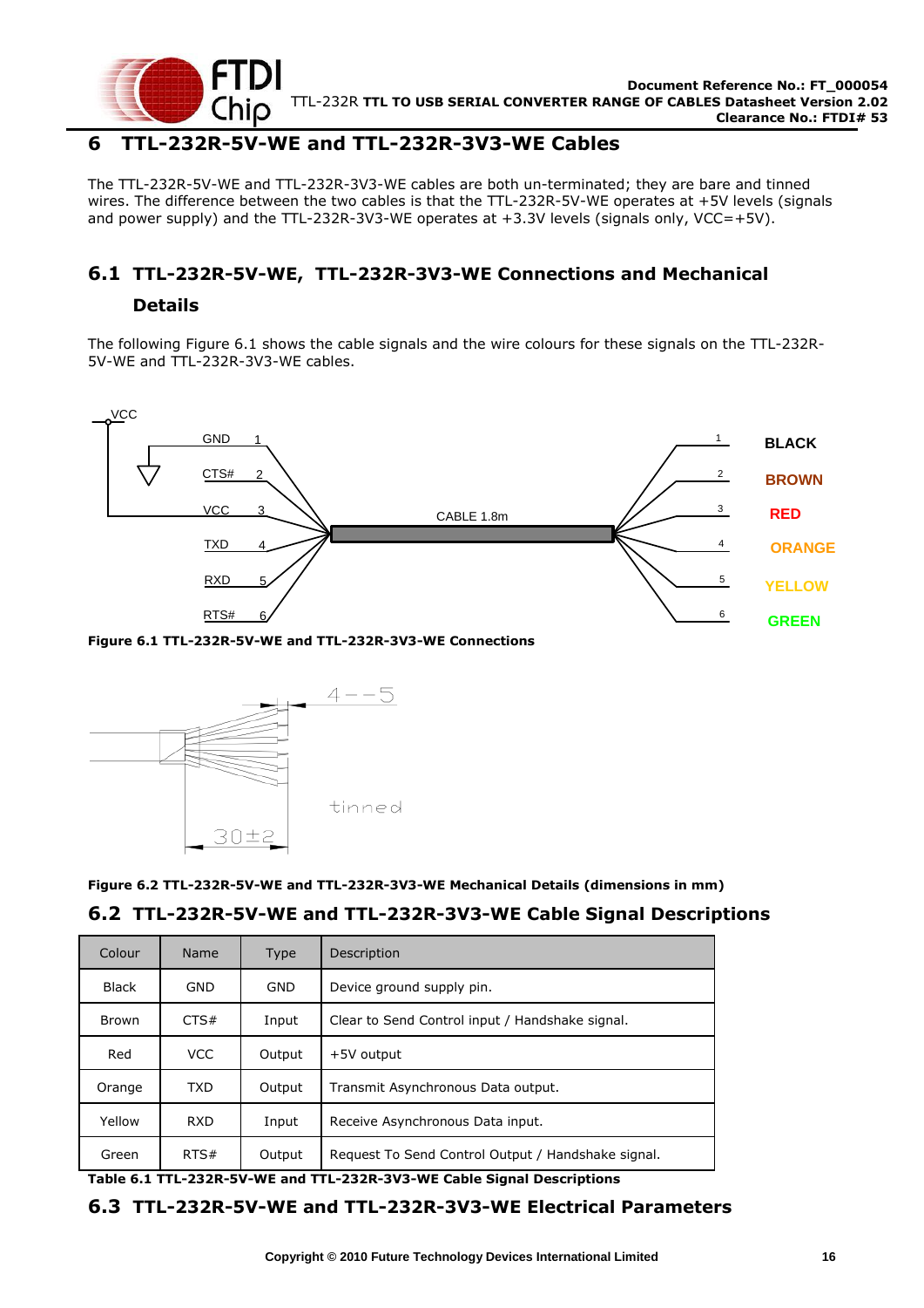# 6 TTL-232R-5V-WE and TTL-232R-3V3-WE Cables

The TTL-232R-5V-WE and TTL-232R-3V3-WE cables are both un-terminated; they are bare and tinned wires. The difference between the two cables is that the TTL-232R-5V-WE operates at +5V levels (signals and power supply) and the TTL-232R-3V3-WE operates at +3.3V levels (signals only, VCC=+5V).

## 6.1 TTL-232R-5V-WE, TTL-232R-3V3-WE Connections and Mechanical Details

The following Figure 6.1 shows the cable signals and the wire colours for these signals on the TTL-232R-5V-WE and TTL-232R-3V3-WE cables.

**Figure 6.1 TTL-232R-5V-WE and TTL-232R-3V3-WE Connections**

**Figure 6.2 TTL-232R-5V-WE and TTL-232R-3V3-WE Mechanical Details (dimensions in mm)**

## 6.2 TTL-232R-5V-WE and TTL-232R-3V3-WE Cable Signal Descriptions

| Colour | Name | Type | Description |
|---|---|---|---|
| Black | GND | GND | Device ground supply pin. |
| Brown | CTS# | Input | Clear to Send Control input / Handshake signal. |
| Red | VCC | Output | +5V output |
| Orange | TXD | Output | Transmit Asynchronous Data output. |
| Yellow | RXD | Input | Receive Asynchronous Data input. |
| Green | RTS# | Output | Request To Send Control Output / Handshake signal. |

**Table 6.1 TTL-232R-5V-WE and TTL-232R-3V3-WE Cable Signal Descriptions**

## 6.3 TTL-232R-5V-WE and TTL-232R-3V3-WE Electrical Parameters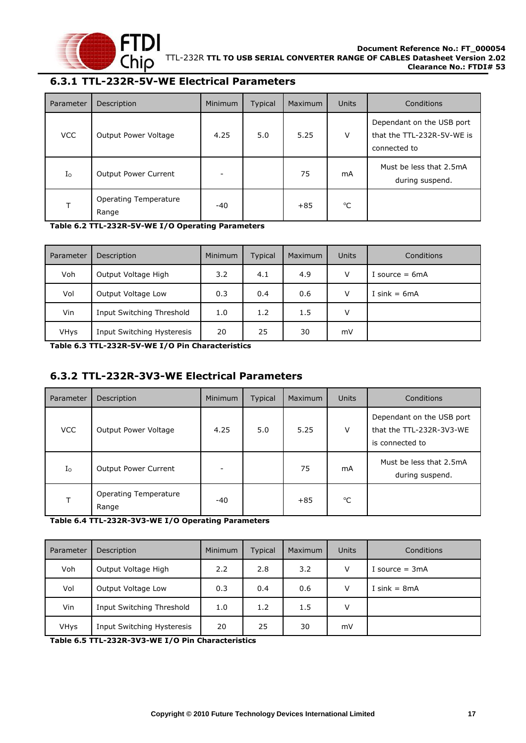### 6.3.1 TTL-232R-5V-WE Electrical Parameters

| Parameter | Description | Minimum | Typical | Maximum | Units | Conditions |
|---|---|---|---|---|---|---|
| VCC | Output Power Voltage | 4.25 | 5.0 | 5.25 | V | Dependant on the USB port that the TTL-232R-5V-WE is connected to |
| $I_O$ | Output Power Current | - | | 75 | mA | Must be less that 2.5mA during suspend. |
| T | Operating Temperature Range | -40 | | +85 | °C | |

**Table 6.2 TTL-232R-5V-WE I/O Operating Parameters**

| Parameter | Description | Minimum | Typical | Maximum | Units | Conditions |
|---|---|---|---|---|---|---|
| Voh | Output Voltage High | 3.2 | 4.1 | 4.9 | V | I source = 6mA |
| Vol | Output Voltage Low | 0.3 | 0.4 | 0.6 | V | I sink = 6mA |
| Vin | Input Switching Threshold | 1.0 | 1.2 | 1.5 | V | |
| VHys | Input Switching Hysteresis | 20 | 25 | 30 | mV | |

**Table 6.3 TTL-232R-5V-WE I/O Pin Characteristics**

### 6.3.2 TTL-232R-3V3-WE Electrical Parameters

| Parameter | Description | Minimum | Typical | Maximum | Units | Conditions |
|---|---|---|---|---|---|---|
| VCC | Output Power Voltage | 4.25 | 5.0 | 5.25 | V | Dependant on the USB port that the TTL-232R-3V3-WE is connected to |
| $I_O$ | Output Power Current | - | | 75 | mA | Must be less that 2.5mA during suspend. |
| T | Operating Temperature Range | -40 | | +85 | °C | |

**Table 6.4 TTL-232R-3V3-WE I/O Operating Parameters**

| Parameter | Description | Minimum | Typical | Maximum | Units | Conditions |
|---|---|---|---|---|---|---|
| Voh | Output Voltage High | 2.2 | 2.8 | 3.2 | V | I source = 3mA |
| Vol | Output Voltage Low | 0.3 | 0.4 | 0.6 | V | I sink = 8mA |
| Vin | Input Switching Threshold | 1.0 | 1.2 | 1.5 | V | |
| VHys | Input Switching Hysteresis | 20 | 25 | 30 | mV | |

**Table 6.5 TTL-232R-3V3-WE I/O Pin Characteristics**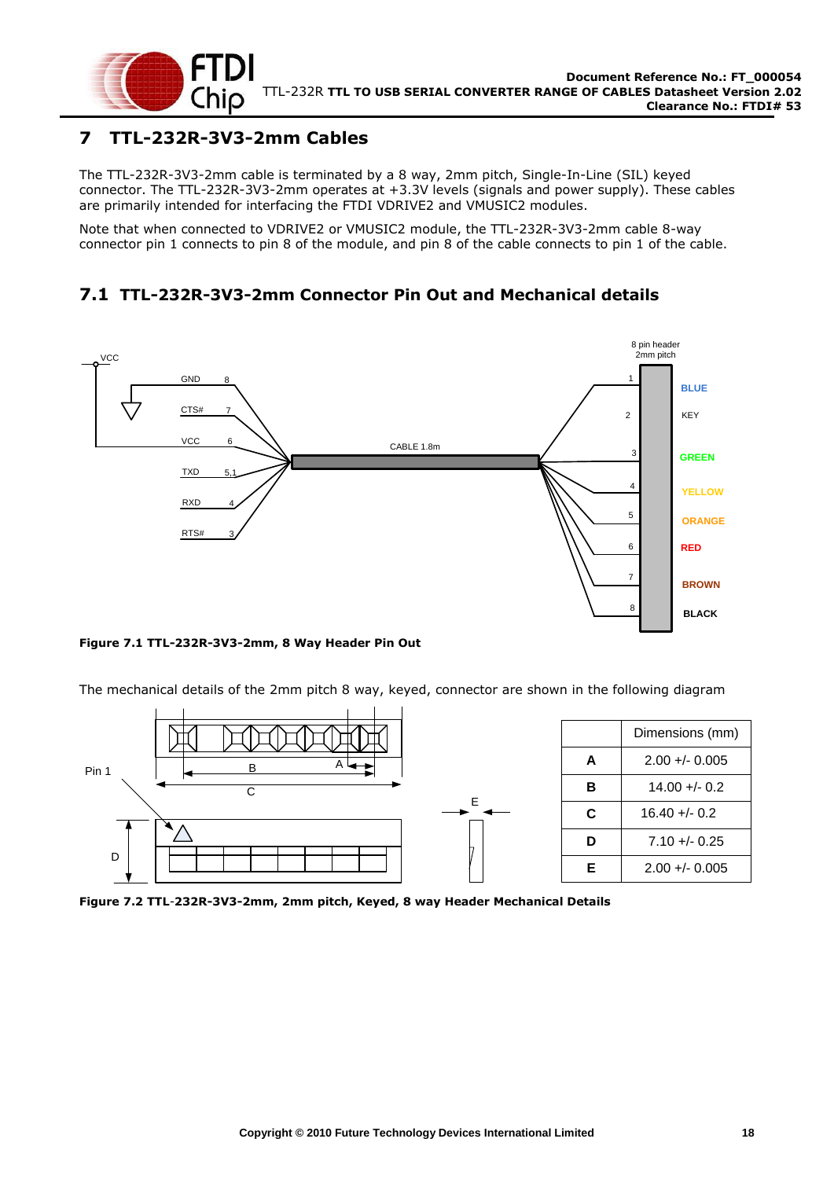# 7 TTL-232R-3V3-2mm Cables

The TTL-232R-3V3-2mm cable is terminated by a 8 way, 2mm pitch, Single-In-Line (SIL) keyed connector. The TTL-232R-3V3-2mm operates at +3.3V levels (signals and power supply). These cables are primarily intended for interfacing the FTDI VDRIVE2 and VMUSIC2 modules.

Note that when connected to VDRIVE2 or VMUSIC2 module, the TTL-232R-3V3-2mm cable 8-way connector pin 1 connects to pin 8 of the module, and pin 8 of the cable connects to pin 1 of the cable.

## 7.1 TTL-232R-3V3-2mm Connector Pin Out and Mechanical details

**Figure 7.1 TTL-232R-3V3-2mm, 8 Way Header Pin Out**

The mechanical details of the 2mm pitch 8 way, keyed, connector are shown in the following diagram

| | Dimensions (mm) |
|---|---|
| **A** | 2.00 +/- 0.005 |
| **B** | 14.00 +/- 0.2 |
| **C** | 16.40 +/- 0.2 |
| **D** | 7.10 +/- 0.25 |
| **E** | 2.00 +/- 0.005 |

**Figure 7.2 TTL-232R-3V3-2mm, 2mm pitch, Keyed, 8 way Header Mechanical Details**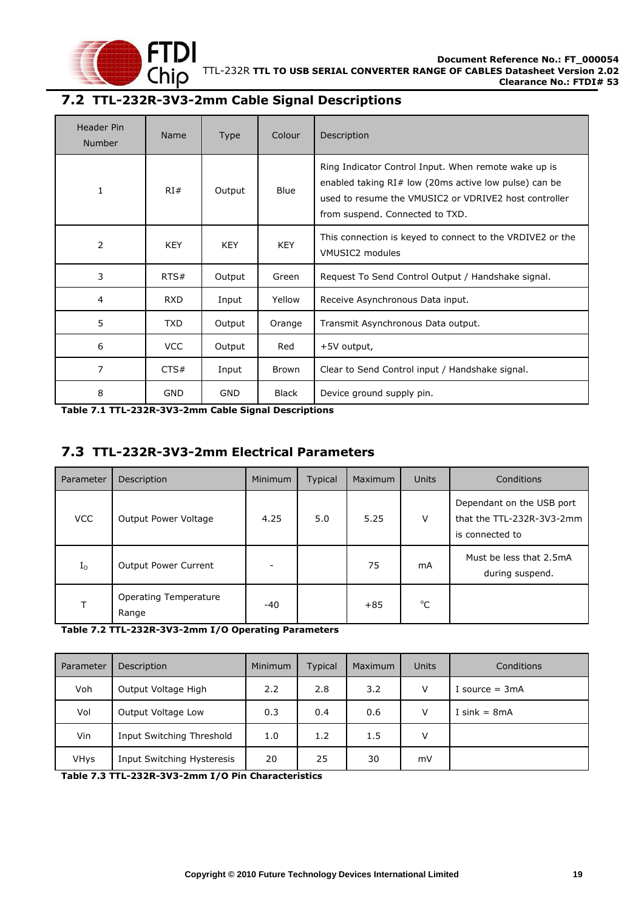## 7.2 TTL-232R-3V3-2mm Cable Signal Descriptions

| Header Pin Number | Name | Type | Colour | Description |
|---|---|---|---|---|
| 1 | RI# | Output | Blue | Ring Indicator Control Input. When remote wake up is enabled taking RI# low (20ms active low pulse) can be used to resume the VMUSIC2 or VDRIVE2 host controller from suspend. Connected to TXD. |
| 2 | KEY | KEY | KEY | This connection is keyed to connect to the VRDIVE2 or the VMUSIC2 modules |
| 3 | RTS# | Output | Green | Request To Send Control Output / Handshake signal. |
| 4 | RXD | Input | Yellow | Receive Asynchronous Data input. |
| 5 | TXD | Output | Orange | Transmit Asynchronous Data output. |
| 6 | VCC | Output | Red | +5V output, |
| 7 | CTS# | Input | Brown | Clear to Send Control input / Handshake signal. |
| 8 | GND | GND | Black | Device ground supply pin. |

**Table 7.1 TTL-232R-3V3-2mm Cable Signal Descriptions**

## 7.3 TTL-232R-3V3-2mm Electrical Parameters

| Parameter | Description | Minimum | Typical | Maximum | Units | Conditions |
|---|---|---|---|---|---|---|
| VCC | Output Power Voltage | 4.25 | 5.0 | 5.25 | V | Dependant on the USB port that the TTL-232R-3V3-2mm is connected to |
| $I_O$ | Output Power Current | - | | 75 | mA | Must be less that 2.5mA during suspend. |
| T | Operating Temperature Range | -40 | | +85 | °C | |

**Table 7.2 TTL-232R-3V3-2mm I/O Operating Parameters**

| Parameter | Description | Minimum | Typical | Maximum | Units | Conditions |
|---|---|---|---|---|---|---|
| Voh | Output Voltage High | 2.2 | 2.8 | 3.2 | V | I source = 3mA |
| Vol | Output Voltage Low | 0.3 | 0.4 | 0.6 | V | I sink = 8mA |
| Vin | Input Switching Threshold | 1.0 | 1.2 | 1.5 | V | |
| VHys | Input Switching Hysteresis | 20 | 25 | 30 | mV | |

**Table 7.3 TTL-232R-3V3-2mm I/O Pin Characteristics**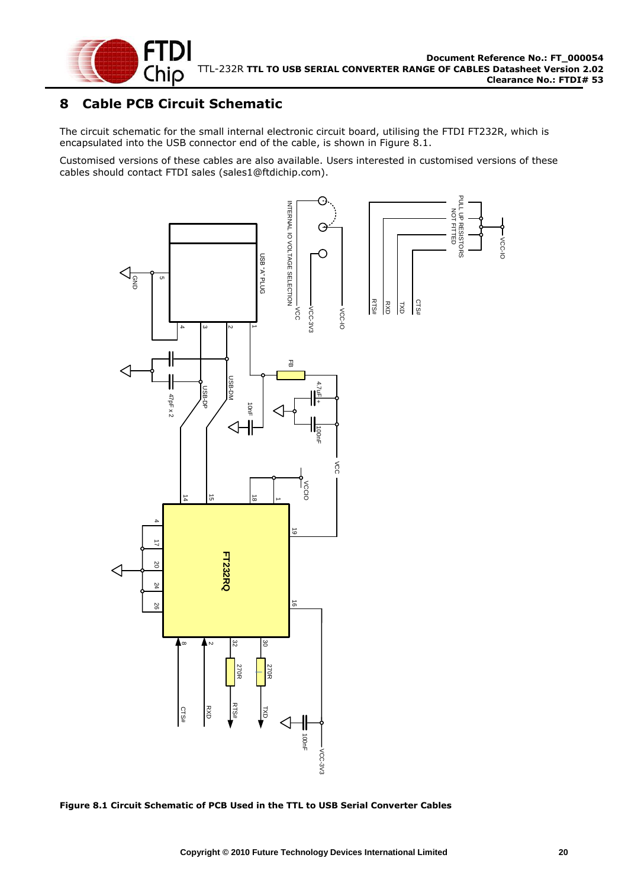# 8 Cable PCB Circuit Schematic

The circuit schematic for the small internal electronic circuit board, utilising the FTDI FT232R, which is encapsulated into the USB connector end of the cable, is shown in Figure 8.1.

Customised versions of these cables are also available. Users interested in customised versions of these cables should contact FTDI sales (sales1@ftdichip.com).

**Figure 8.1 Circuit Schematic of PCB Used in the TTL to USB Serial Converter Cables**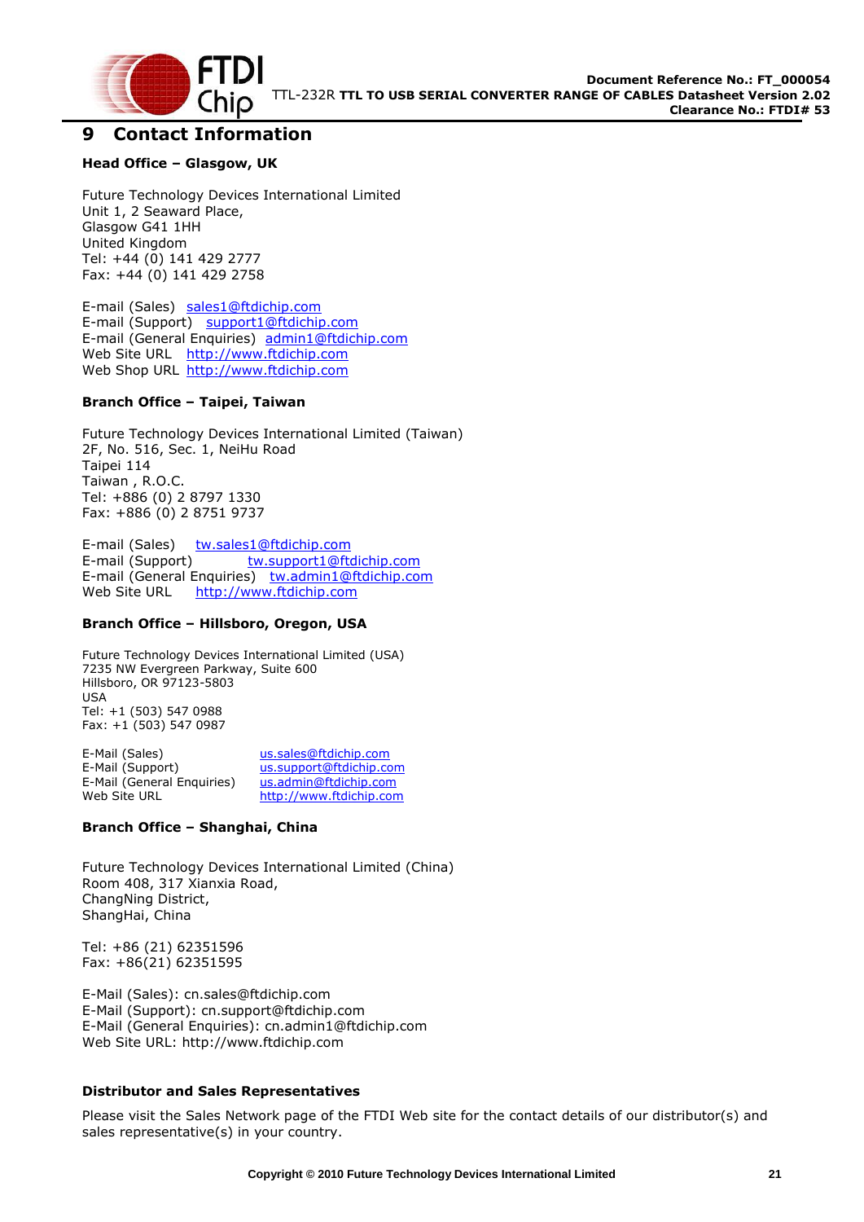# 9 Contact Information

**Head Office – Glasgow, UK**

Future Technology Devices International Limited
Unit 1, 2 Seaward Place,
Glasgow G41 1HH
United Kingdom
Tel: +44 (0) 141 429 2777
Fax: +44 (0) 141 429 2758

E-mail (Sales) sales1@ftdichip.com
E-mail (Support) support1@ftdichip.com
E-mail (General Enquiries) admin1@ftdichip.com
Web Site URL http://www.ftdichip.com
Web Shop URL http://www.ftdichip.com

**Branch Office – Taipei, Taiwan**

Future Technology Devices International Limited (Taiwan)
2F, No. 516, Sec. 1, NeiHu Road
Taipei 114
Taiwan , R.O.C.
Tel: +886 (0) 2 8797 1330
Fax: +886 (0) 2 8751 9737

E-mail (Sales) tw.sales1@ftdichip.com
E-mail (Support) tw.support1@ftdichip.com
E-mail (General Enquiries) tw.admin1@ftdichip.com
Web Site URL http://www.ftdichip.com

**Branch Office – Hillsboro, Oregon, USA**

Future Technology Devices International Limited (USA)
7235 NW Evergreen Parkway, Suite 600
Hillsboro, OR 97123-5803
USA
Tel: +1 (503) 547 0988
Fax: +1 (503) 547 0987

E-Mail (Sales) us.sales@ftdichip.com
E-Mail (Support) us.support@ftdichip.com
E-Mail (General Enquiries) us.admin@ftdichip.com
Web Site URL http://www.ftdichip.com

**Branch Office – Shanghai, China**

Future Technology Devices International Limited (China)
Room 408, 317 Xianxia Road,
ChangNing District,
ShangHai, China

Tel: +86 (21) 62351596
Fax: +86(21) 62351595

E-Mail (Sales): cn.sales@ftdichip.com
E-Mail (Support): cn.support@ftdichip.com
E-Mail (General Enquiries): cn.admin1@ftdichip.com
Web Site URL: http://www.ftdichip.com

**Distributor and Sales Representatives**

Please visit the Sales Network page of the FTDI Web site for the contact details of our distributor(s) and sales representative(s) in your country.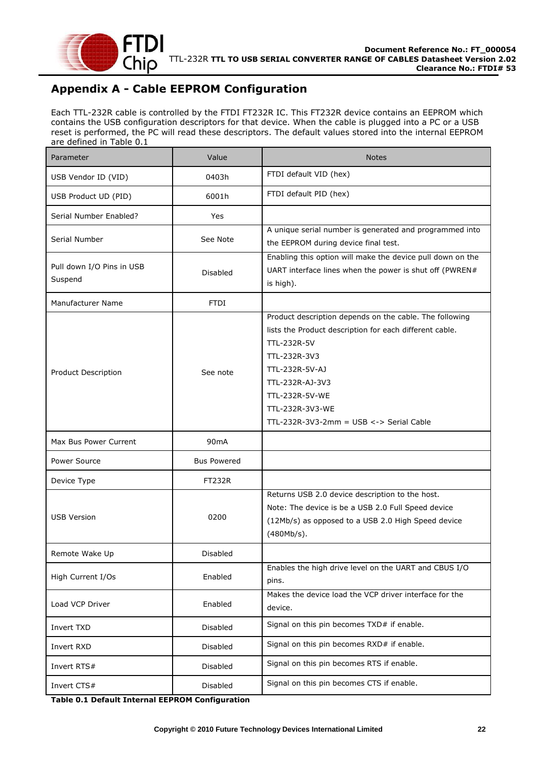# Appendix A - Cable EEPROM Configuration

Each TTL-232R cable is controlled by the FTDI FT232R IC. This FT232R device contains an EEPROM which contains the USB configuration descriptors for that device. When the cable is plugged into a PC or a USB reset is performed, the PC will read these descriptors. The default values stored into the internal EEPROM are defined in Table 0.1

| Parameter | Value | Notes |
|---|---|---|
| USB Vendor ID (VID) | 0403h | FTDI default VID (hex) |
| USB Product UD (PID) | 6001h | FTDI default PID (hex) |
| Serial Number Enabled? | Yes | |
| Serial Number | See Note | A unique serial number is generated and programmed into the EEPROM during device final test. |
| Pull down I/O Pins in USB Suspend | Disabled | Enabling this option will make the device pull down on the UART interface lines when the power is shut off (PWREN# is high). |
| Manufacturer Name | FTDI | |
| Product Description | See note | Product description depends on the cable. The following lists the Product description for each different cable. TTL-232R-5V TTL-232R-3V3 TTL-232R-5V-AJ TTL-232R-AJ-3V3 TTL-232R-5V-WE TTL-232R-3V3-WE TTL-232R-3V3-2mm = USB <-> Serial Cable |
| Max Bus Power Current | 90mA | |
| Power Source | Bus Powered | |
| Device Type | FT232R | |
| USB Version | 0200 | Returns USB 2.0 device description to the host. Note: The device is be a USB 2.0 Full Speed device (12Mb/s) as opposed to a USB 2.0 High Speed device (480Mb/s). |
| Remote Wake Up | Disabled | |
| High Current I/Os | Enabled | Enables the high drive level on the UART and CBUS I/O pins. |
| Load VCP Driver | Enabled | Makes the device load the VCP driver interface for the device. |
| Invert TXD | Disabled | Signal on this pin becomes TXD# if enable. |
| Invert RXD | Disabled | Signal on this pin becomes RXD# if enable. |
| Invert RTS# | Disabled | Signal on this pin becomes RTS if enable. |
| Invert CTS# | Disabled | Signal on this pin becomes CTS if enable. |

**Table 0.1 Default Internal EEPROM Configuration**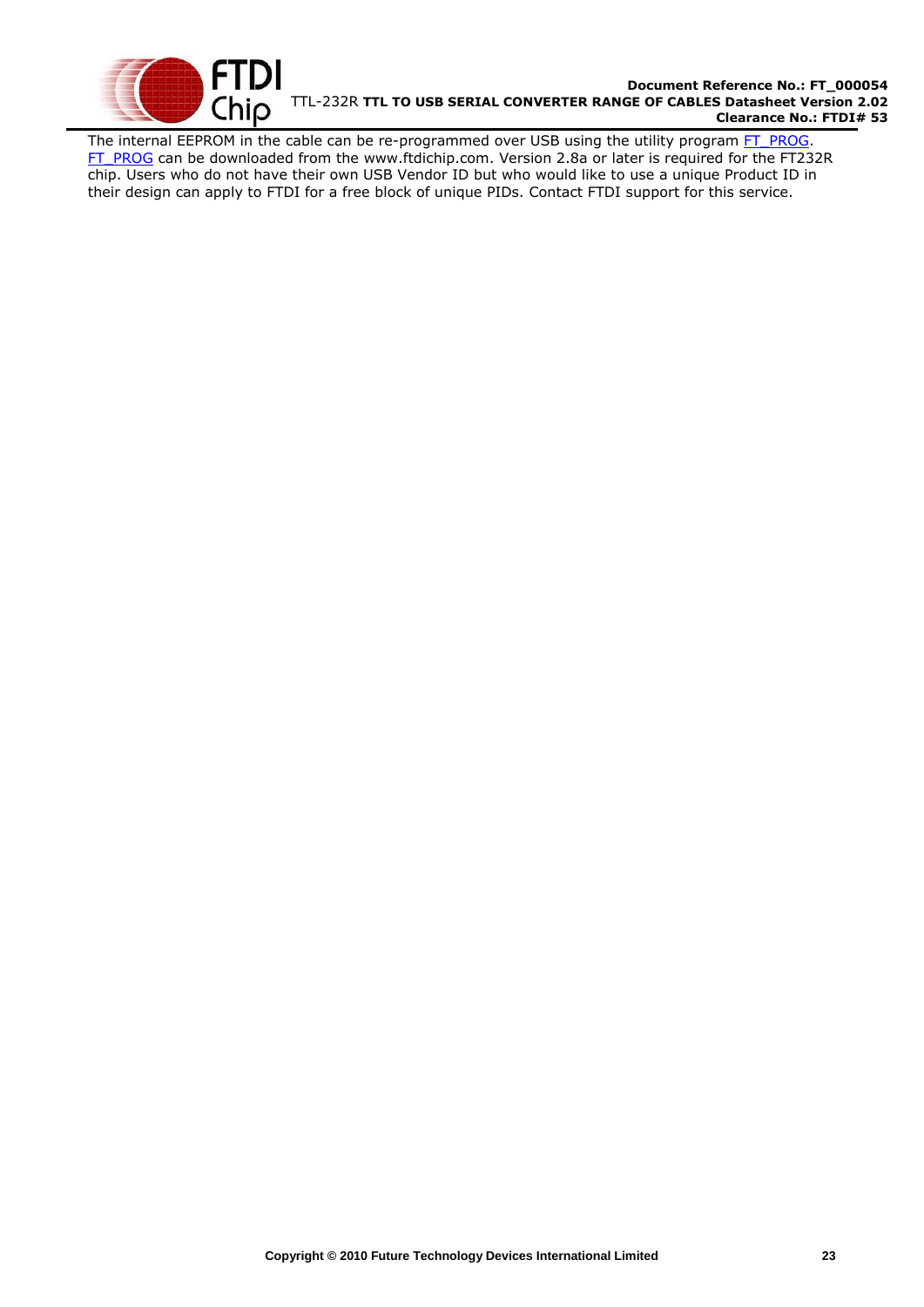The internal EEPROM in the cable can be re-programmed over USB using the utility program FT_PROG. FT_PROG can be downloaded from the www.ftdichip.com. Version 2.8a or later is required for the FT232R chip. Users who do not have their own USB Vendor ID but who would like to use a unique Product ID in their design can apply to FTDI for a free block of unique PIDs. Contact FTDI support for this service.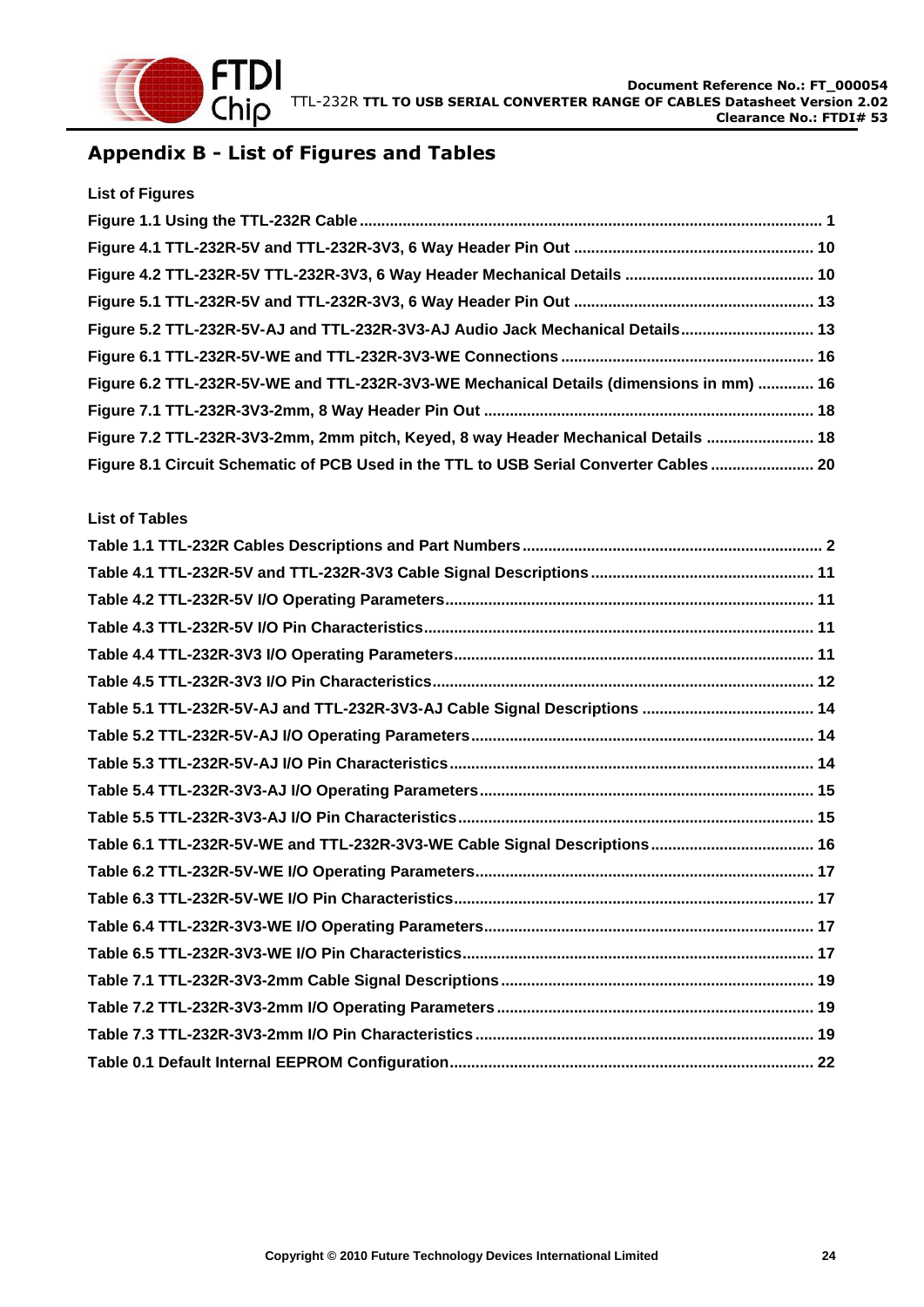# Appendix B - List of Figures and Tables

**List of Figures**

Figure 1.1 Using the TTL-232R Cable ........................................................ 1
Figure 4.1 TTL-232R-5V and TTL-232R-3V3, 6 Way Header Pin Out ........................................................ 10
Figure 4.2 TTL-232R-5V TTL-232R-3V3, 6 Way Header Mechanical Details ........................................................ 10
Figure 5.1 TTL-232R-5V and TTL-232R-3V3, 6 Way Header Pin Out ........................................................ 13
Figure 5.2 TTL-232R-5V-AJ and TTL-232R-3V3-AJ Audio Jack Mechanical Details ........................................................ 13
Figure 6.1 TTL-232R-5V-WE and TTL-232R-3V3-WE Connections ........................................................ 16
Figure 6.2 TTL-232R-5V-WE and TTL-232R-3V3-WE Mechanical Details (dimensions in mm) ........................................................ 16
Figure 7.1 TTL-232R-3V3-2mm, 8 Way Header Pin Out ........................................................ 18
Figure 7.2 TTL-232R-3V3-2mm, 2mm pitch, Keyed, 8 way Header Mechanical Details ........................................................ 18
Figure 8.1 Circuit Schematic of PCB Used in the TTL to USB Serial Converter Cables ........................................................ 20

**List of Tables**

Table 1.1 TTL-232R Cables Descriptions and Part Numbers ........................................................ 2
Table 4.1 TTL-232R-5V and TTL-232R-3V3 Cable Signal Descriptions ........................................................ 11
Table 4.2 TTL-232R-5V I/O Operating Parameters ........................................................ 11
Table 4.3 TTL-232R-5V I/O Pin Characteristics ........................................................ 11
Table 4.4 TTL-232R-3V3 I/O Operating Parameters ........................................................ 11
Table 4.5 TTL-232R-3V3 I/O Pin Characteristics ........................................................ 12
Table 5.1 TTL-232R-5V-AJ and TTL-232R-3V3-AJ Cable Signal Descriptions ........................................................ 14
Table 5.2 TTL-232R-5V-AJ I/O Operating Parameters ........................................................ 14
Table 5.3 TTL-232R-5V-AJ I/O Pin Characteristics ........................................................ 14
Table 5.4 TTL-232R-3V3-AJ I/O Operating Parameters ........................................................ 15
Table 5.5 TTL-232R-3V3-AJ I/O Pin Characteristics ........................................................ 15
Table 6.1 TTL-232R-5V-WE and TTL-232R-3V3-WE Cable Signal Descriptions ........................................................ 16
Table 6.2 TTL-232R-5V-WE I/O Operating Parameters ........................................................ 17
Table 6.3 TTL-232R-5V-WE I/O Pin Characteristics ........................................................ 17
Table 6.4 TTL-232R-3V3-WE I/O Operating Parameters ........................................................ 17
Table 6.5 TTL-232R-3V3-WE I/O Pin Characteristics ........................................................ 17
Table 7.1 TTL-232R-3V3-2mm Cable Signal Descriptions ........................................................ 19
Table 7.2 TTL-232R-3V3-2mm I/O Operating Parameters ........................................................ 19
Table 7.3 TTL-232R-3V3-2mm I/O Pin Characteristics ........................................................ 19
Table 0.1 Default Internal EEPROM Configuration ........................................................ 22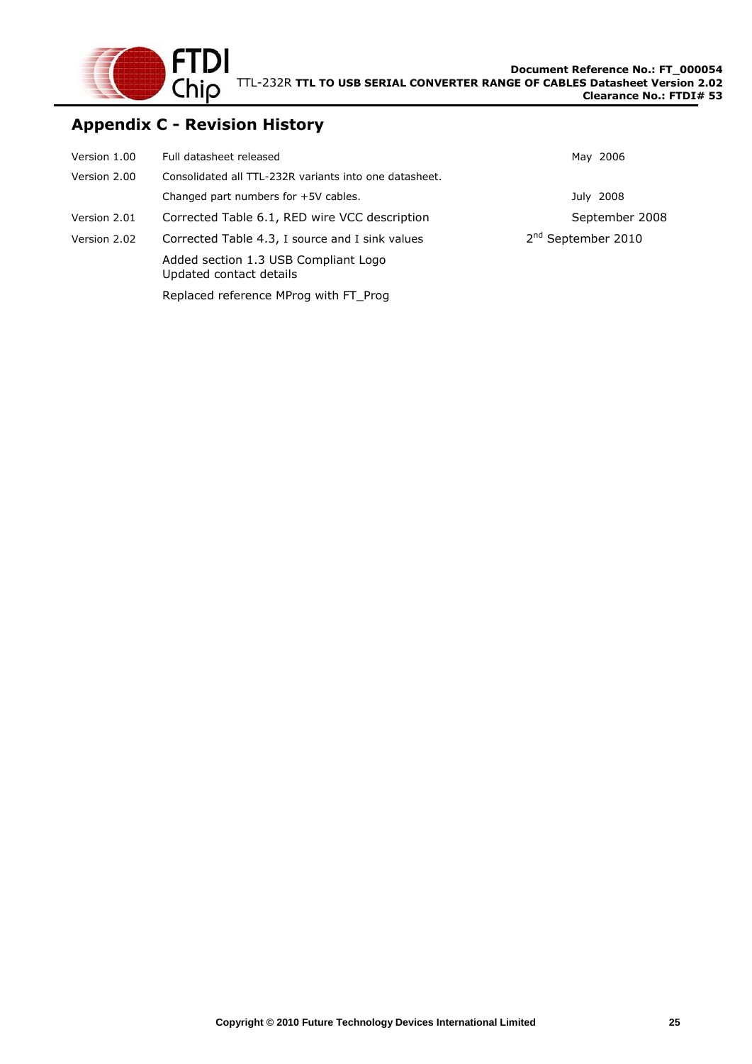## Appendix C - Revision History

| | | |
|---|---|---|
| Version 1.00 | Full datasheet released | May 2006 |
| Version 2.00 | Consolidated all TTL-232R variants into one datasheet. | |
| | Changed part numbers for +5V cables. | July 2008 |
| Version 2.01 | Corrected Table 6.1, RED wire VCC description | September 2008 |
| Version 2.02 | Corrected Table 4.3, I source and I sink values | 2nd September 2010 |
| | Added section 1.3 USB Compliant Logo<br>Updated contact details | |
| | Replaced reference MProg with FT_Prog | |